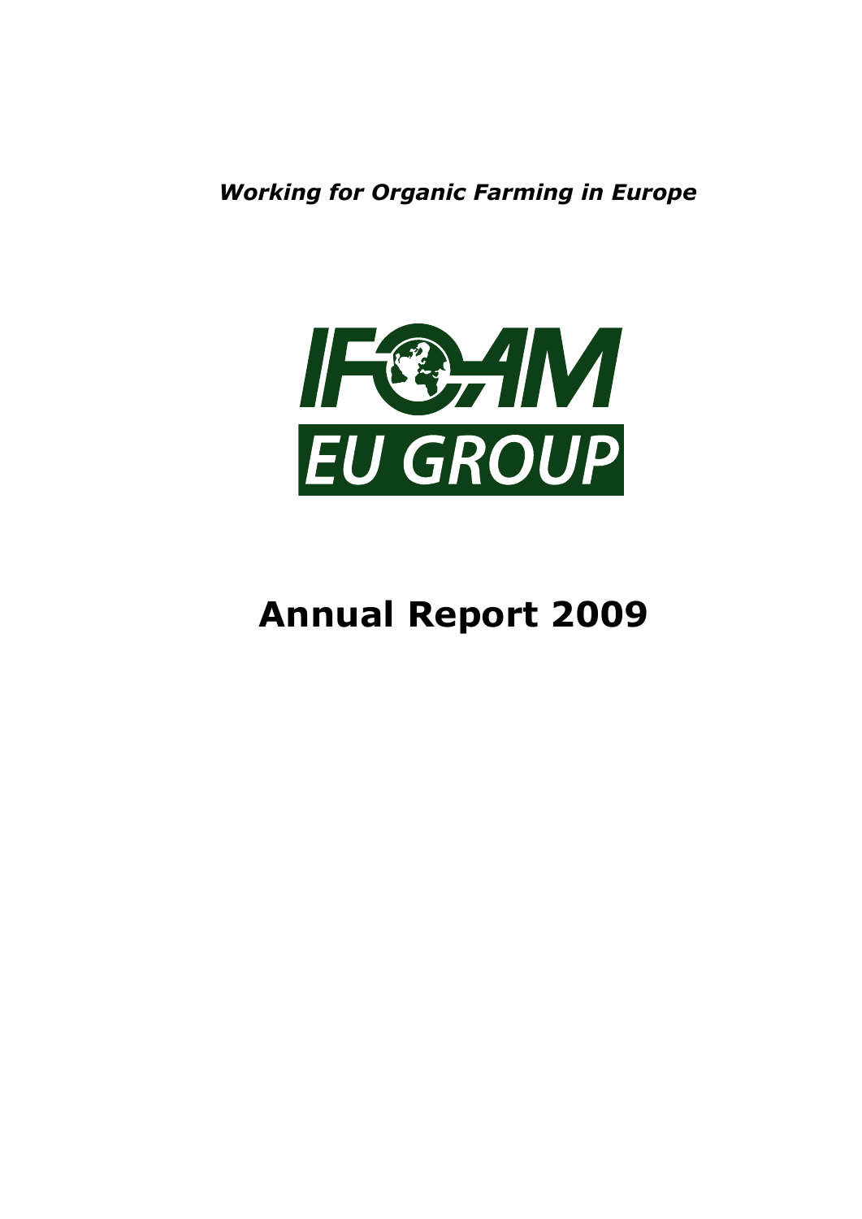*Working for Organic Farming in Europe*

IFOAM EU GROUP

# Annual Report 2009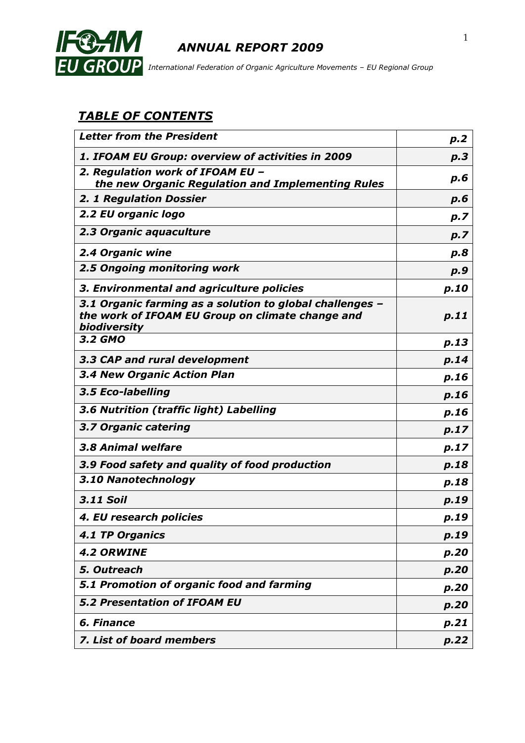## *TABLE OF CONTENTS*

| | |
|---|---|
| ***Letter from the President*** | ***p.2*** |
| ***1. IFOAM EU Group: overview of activities in 2009*** | ***p.3*** |
| ***2. Regulation work of IFOAM EU – the new Organic Regulation and Implementing Rules*** | ***p.6*** |
| ***2. 1 Regulation Dossier*** | ***p.6*** |
| ***2.2 EU organic logo*** | ***p.7*** |
| ***2.3 Organic aquaculture*** | ***p.7*** |
| ***2.4 Organic wine*** | ***p.8*** |
| ***2.5 Ongoing monitoring work*** | ***p.9*** |
| ***3. Environmental and agriculture policies*** | ***p.10*** |
| ***3.1 Organic farming as a solution to global challenges – the work of IFOAM EU Group on climate change and biodiversity*** | ***p.11*** |
| ***3.2 GMO*** | ***p.13*** |
| ***3.3 CAP and rural development*** | ***p.14*** |
| ***3.4 New Organic Action Plan*** | ***p.16*** |
| ***3.5 Eco-labelling*** | ***p.16*** |
| ***3.6 Nutrition (traffic light) Labelling*** | ***p.16*** |
| ***3.7 Organic catering*** | ***p.17*** |
| ***3.8 Animal welfare*** | ***p.17*** |
| ***3.9 Food safety and quality of food production*** | ***p.18*** |
| ***3.10 Nanotechnology*** | ***p.18*** |
| ***3.11 Soil*** | ***p.19*** |
| ***4. EU research policies*** | ***p.19*** |
| ***4.1 TP Organics*** | ***p.19*** |
| ***4.2 ORWINE*** | ***p.20*** |
| ***5. Outreach*** | ***p.20*** |
| ***5.1 Promotion of organic food and farming*** | ***p.20*** |
| ***5.2 Presentation of IFOAM EU*** | ***p.20*** |
| ***6. Finance*** | ***p.21*** |
| ***7. List of board members*** | ***p.22*** |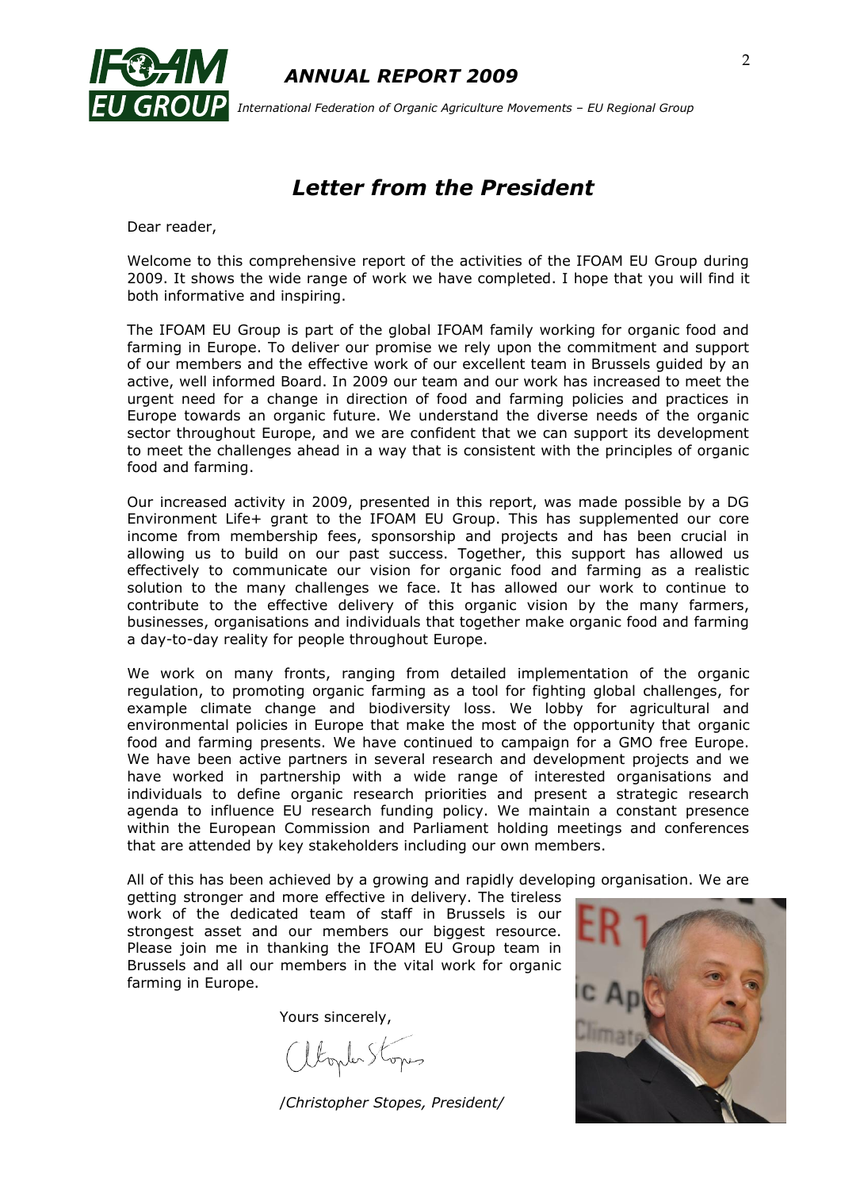# Letter from the President

Dear reader,

Welcome to this comprehensive report of the activities of the IFOAM EU Group during 2009. It shows the wide range of work we have completed. I hope that you will find it both informative and inspiring.

The IFOAM EU Group is part of the global IFOAM family working for organic food and farming in Europe. To deliver our promise we rely upon the commitment and support of our members and the effective work of our excellent team in Brussels guided by an active, well informed Board. In 2009 our team and our work has increased to meet the urgent need for a change in direction of food and farming policies and practices in Europe towards an organic future. We understand the diverse needs of the organic sector throughout Europe, and we are confident that we can support its development to meet the challenges ahead in a way that is consistent with the principles of organic food and farming.

Our increased activity in 2009, presented in this report, was made possible by a DG Environment Life+ grant to the IFOAM EU Group. This has supplemented our core income from membership fees, sponsorship and projects and has been crucial in allowing us to build on our past success. Together, this support has allowed us effectively to communicate our vision for organic food and farming as a realistic solution to the many challenges we face. It has allowed our work to continue to contribute to the effective delivery of this organic vision by the many farmers, businesses, organisations and individuals that together make organic food and farming a day-to-day reality for people throughout Europe.

We work on many fronts, ranging from detailed implementation of the organic regulation, to promoting organic farming as a tool for fighting global challenges, for example climate change and biodiversity loss. We lobby for agricultural and environmental policies in Europe that make the most of the opportunity that organic food and farming presents. We have continued to campaign for a GMO free Europe. We have been active partners in several research and development projects and we have worked in partnership with a wide range of interested organisations and individuals to define organic research priorities and present a strategic research agenda to influence EU research funding policy. We maintain a constant presence within the European Commission and Parliament holding meetings and conferences that are attended by key stakeholders including our own members.

All of this has been achieved by a growing and rapidly developing organisation. We are getting stronger and more effective in delivery. The tireless work of the dedicated team of staff in Brussels is our strongest asset and our members our biggest resource. Please join me in thanking the IFOAM EU Group team in Brussels and all our members in the vital work for organic farming in Europe.

Yours sincerely,

*/Christopher Stopes, President/*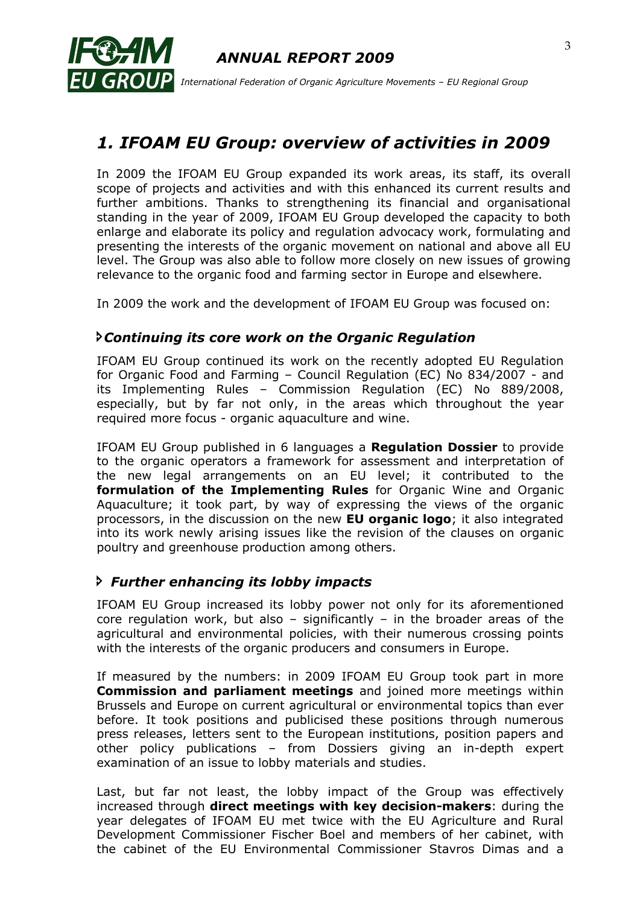# 1. IFOAM EU Group: overview of activities in 2009

In 2009 the IFOAM EU Group expanded its work areas, its staff, its overall scope of projects and activities and with this enhanced its current results and further ambitions. Thanks to strengthening its financial and organisational standing in the year of 2009, IFOAM EU Group developed the capacity to both enlarge and elaborate its policy and regulation advocacy work, formulating and presenting the interests of the organic movement on national and above all EU level. The Group was also able to follow more closely on new issues of growing relevance to the organic food and farming sector in Europe and elsewhere.

In 2009 the work and the development of IFOAM EU Group was focused on:

### *Continuing its core work on the Organic Regulation*

IFOAM EU Group continued its work on the recently adopted EU Regulation for Organic Food and Farming – Council Regulation (EC) No 834/2007 - and its Implementing Rules – Commission Regulation (EC) No 889/2008, especially, but by far not only, in the areas which throughout the year required more focus - organic aquaculture and wine.

IFOAM EU Group published in 6 languages a **Regulation Dossier** to provide to the organic operators a framework for assessment and interpretation of the new legal arrangements on an EU level; it contributed to the **formulation of the Implementing Rules** for Organic Wine and Organic Aquaculture; it took part, by way of expressing the views of the organic processors, in the discussion on the new **EU organic logo**; it also integrated into its work newly arising issues like the revision of the clauses on organic poultry and greenhouse production among others.

### *Further enhancing its lobby impacts*

IFOAM EU Group increased its lobby power not only for its aforementioned core regulation work, but also – significantly – in the broader areas of the agricultural and environmental policies, with their numerous crossing points with the interests of the organic producers and consumers in Europe.

If measured by the numbers: in 2009 IFOAM EU Group took part in more **Commission and parliament meetings** and joined more meetings within Brussels and Europe on current agricultural or environmental topics than ever before. It took positions and publicised these positions through numerous press releases, letters sent to the European institutions, position papers and other policy publications – from Dossiers giving an in-depth expert examination of an issue to lobby materials and studies.

Last, but far not least, the lobby impact of the Group was effectively increased through **direct meetings with key decision-makers**: during the year delegates of IFOAM EU met twice with the EU Agriculture and Rural Development Commissioner Fischer Boel and members of her cabinet, with the cabinet of the EU Environmental Commissioner Stavros Dimas and a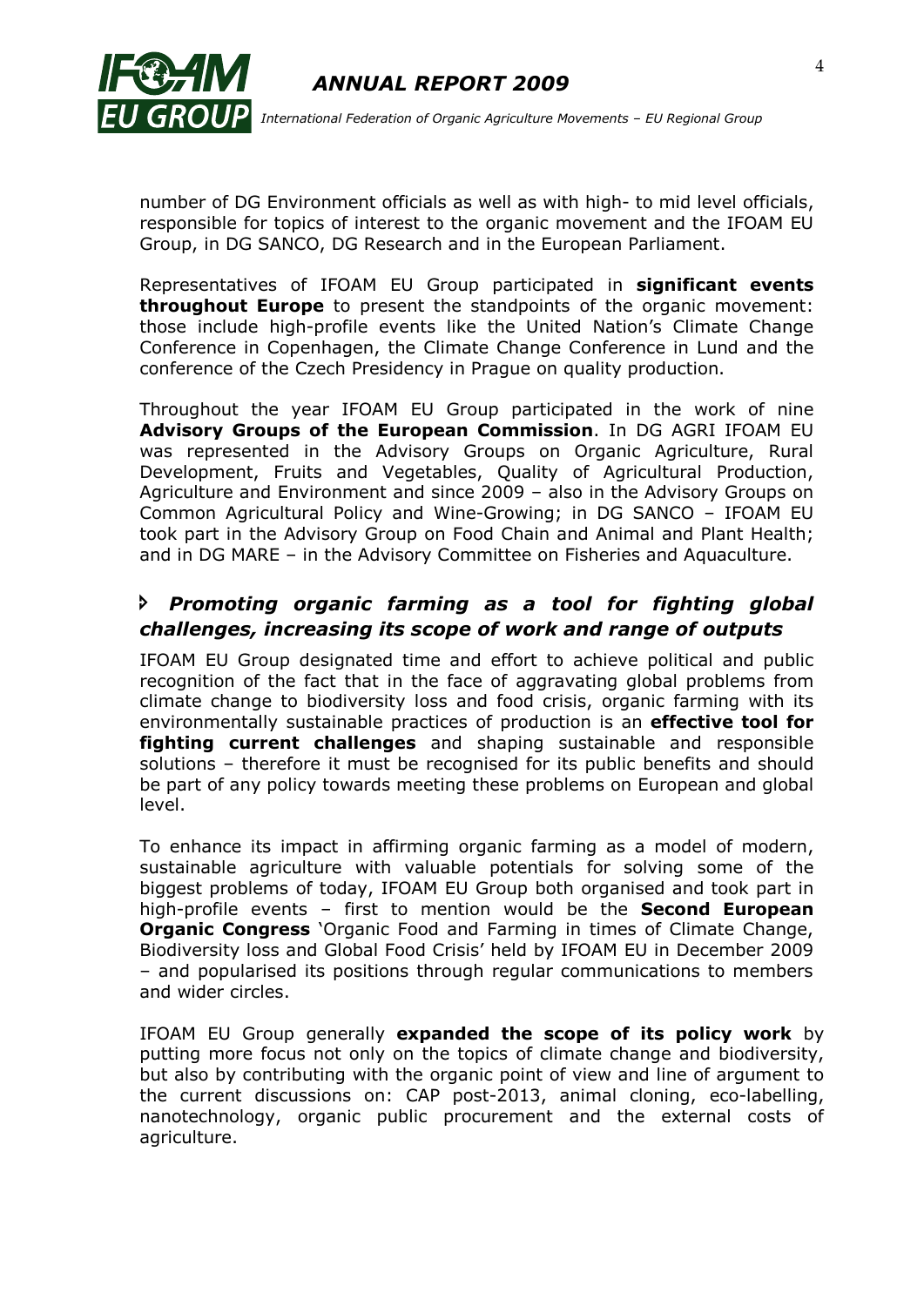number of DG Environment officials as well as with high- to mid level officials, responsible for topics of interest to the organic movement and the IFOAM EU Group, in DG SANCO, DG Research and in the European Parliament.

Representatives of IFOAM EU Group participated in **significant events throughout Europe** to present the standpoints of the organic movement: those include high-profile events like the United Nation's Climate Change Conference in Copenhagen, the Climate Change Conference in Lund and the conference of the Czech Presidency in Prague on quality production.

Throughout the year IFOAM EU Group participated in the work of nine **Advisory Groups of the European Commission**. In DG AGRI IFOAM EU was represented in the Advisory Groups on Organic Agriculture, Rural Development, Fruits and Vegetables, Quality of Agricultural Production, Agriculture and Environment and since 2009 – also in the Advisory Groups on Common Agricultural Policy and Wine-Growing; in DG SANCO – IFOAM EU took part in the Advisory Group on Food Chain and Animal and Plant Health; and in DG MARE – in the Advisory Committee on Fisheries and Aquaculture.

### *Promoting organic farming as a tool for fighting global challenges, increasing its scope of work and range of outputs*

IFOAM EU Group designated time and effort to achieve political and public recognition of the fact that in the face of aggravating global problems from climate change to biodiversity loss and food crisis, organic farming with its environmentally sustainable practices of production is an **effective tool for fighting current challenges** and shaping sustainable and responsible solutions – therefore it must be recognised for its public benefits and should be part of any policy towards meeting these problems on European and global level.

To enhance its impact in affirming organic farming as a model of modern, sustainable agriculture with valuable potentials for solving some of the biggest problems of today, IFOAM EU Group both organised and took part in high-profile events – first to mention would be the **Second European Organic Congress** 'Organic Food and Farming in times of Climate Change, Biodiversity loss and Global Food Crisis' held by IFOAM EU in December 2009 – and popularised its positions through regular communications to members and wider circles.

IFOAM EU Group generally **expanded the scope of its policy work** by putting more focus not only on the topics of climate change and biodiversity, but also by contributing with the organic point of view and line of argument to the current discussions on: CAP post-2013, animal cloning, eco-labelling, nanotechnology, organic public procurement and the external costs of agriculture.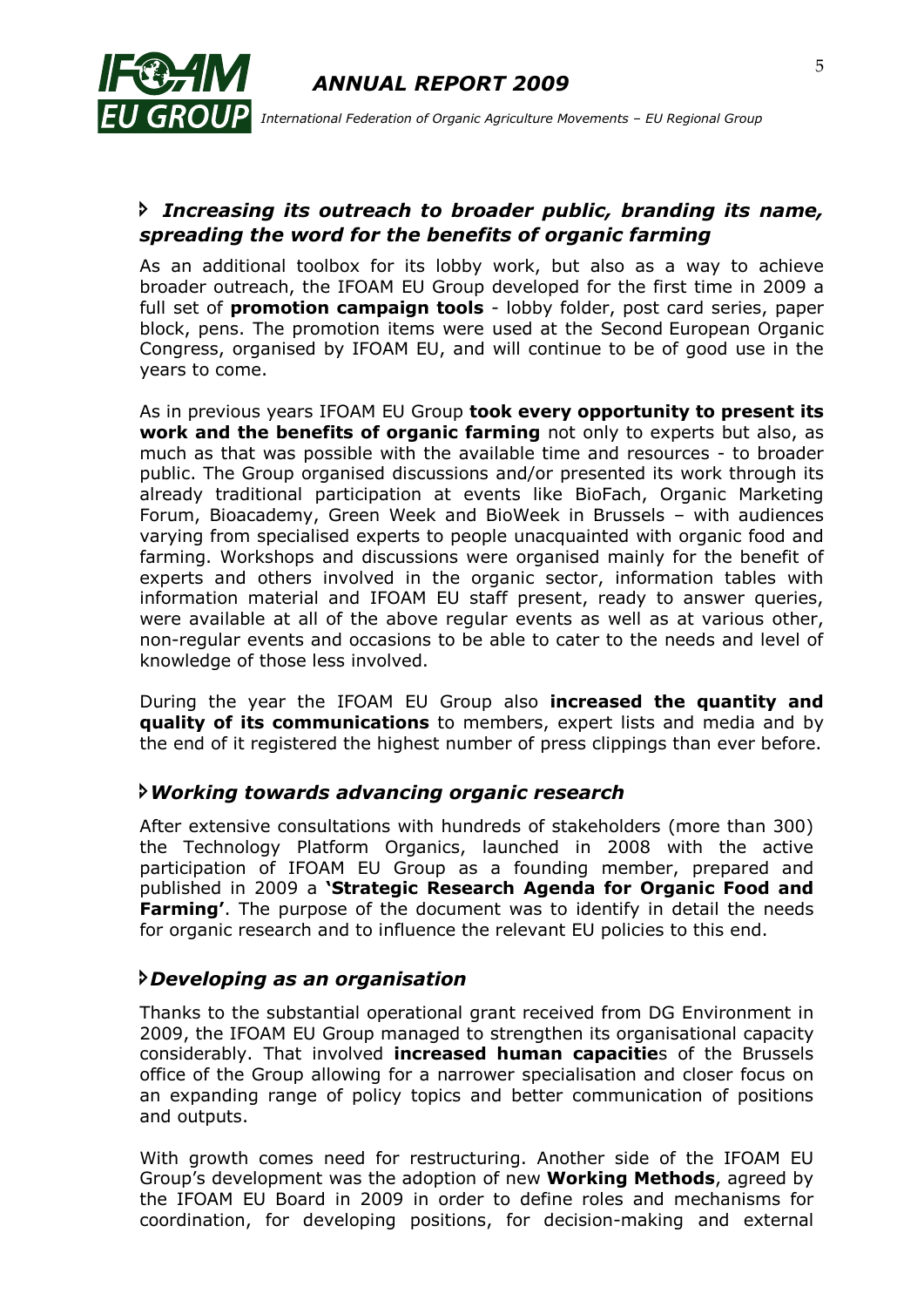### *Increasing its outreach to broader public, branding its name, spreading the word for the benefits of organic farming*

As an additional toolbox for its lobby work, but also as a way to achieve broader outreach, the IFOAM EU Group developed for the first time in 2009 a full set of **promotion campaign tools** - lobby folder, post card series, paper block, pens. The promotion items were used at the Second European Organic Congress, organised by IFOAM EU, and will continue to be of good use in the years to come.

As in previous years IFOAM EU Group **took every opportunity to present its work and the benefits of organic farming** not only to experts but also, as much as that was possible with the available time and resources - to broader public. The Group organised discussions and/or presented its work through its already traditional participation at events like BioFach, Organic Marketing Forum, Bioacademy, Green Week and BioWeek in Brussels – with audiences varying from specialised experts to people unacquainted with organic food and farming. Workshops and discussions were organised mainly for the benefit of experts and others involved in the organic sector, information tables with information material and IFOAM EU staff present, ready to answer queries, were available at all of the above regular events as well as at various other, non-regular events and occasions to be able to cater to the needs and level of knowledge of those less involved.

During the year the IFOAM EU Group also **increased the quantity and quality of its communications** to members, expert lists and media and by the end of it registered the highest number of press clippings than ever before.

### *Working towards advancing organic research*

After extensive consultations with hundreds of stakeholders (more than 300) the Technology Platform Organics, launched in 2008 with the active participation of IFOAM EU Group as a founding member, prepared and published in 2009 a **'Strategic Research Agenda for Organic Food and Farming'**. The purpose of the document was to identify in detail the needs for organic research and to influence the relevant EU policies to this end.

### *Developing as an organisation*

Thanks to the substantial operational grant received from DG Environment in 2009, the IFOAM EU Group managed to strengthen its organisational capacity considerably. That involved **increased human capacitie**s of the Brussels office of the Group allowing for a narrower specialisation and closer focus on an expanding range of policy topics and better communication of positions and outputs.

With growth comes need for restructuring. Another side of the IFOAM EU Group's development was the adoption of new **Working Methods**, agreed by the IFOAM EU Board in 2009 in order to define roles and mechanisms for coordination, for developing positions, for decision-making and external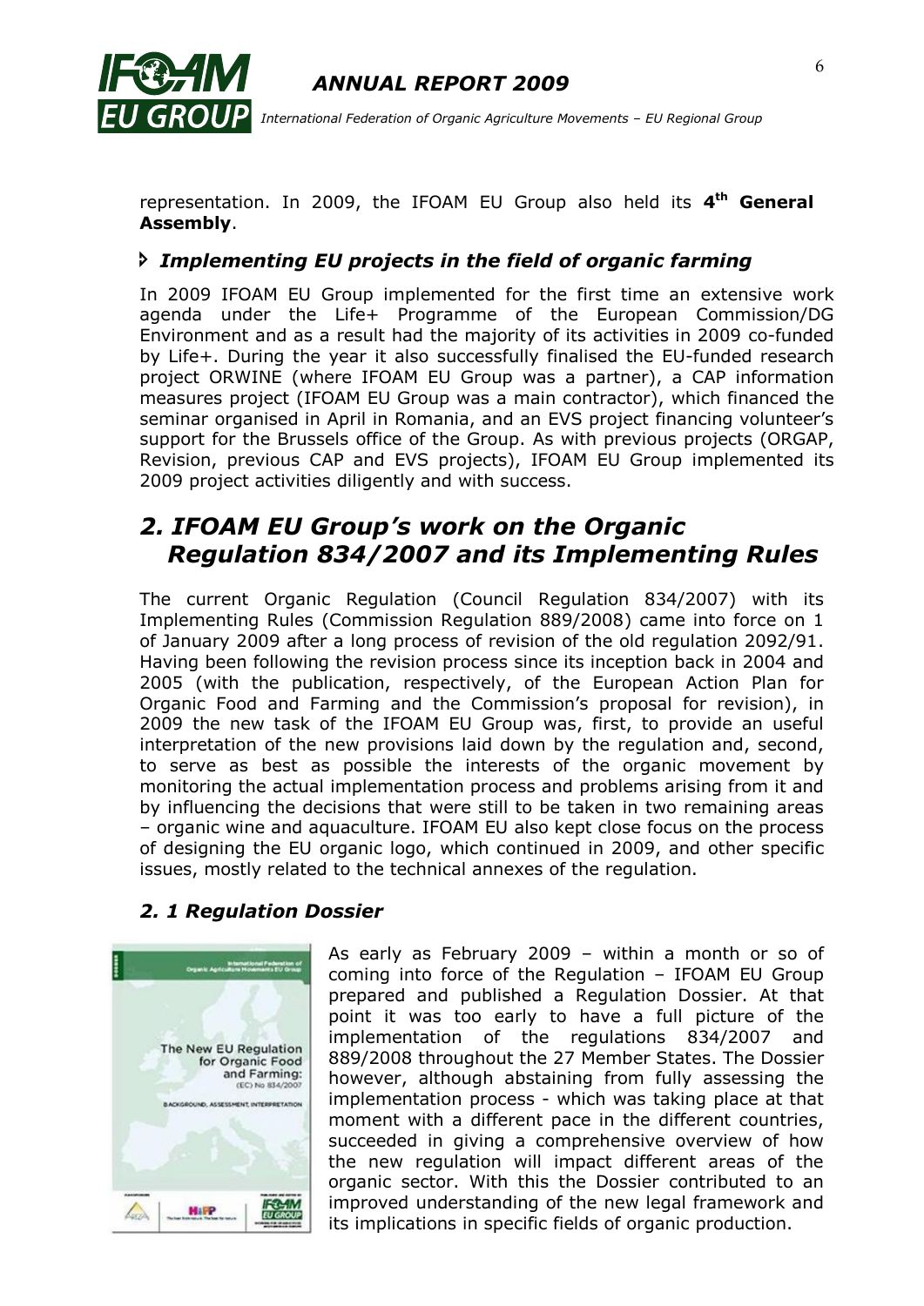representation. In 2009, the IFOAM EU Group also held its **4th General Assembly**.

### *Implementing EU projects in the field of organic farming*

In 2009 IFOAM EU Group implemented for the first time an extensive work agenda under the Life+ Programme of the European Commission/DG Environment and as a result had the majority of its activities in 2009 co-funded by Life+. During the year it also successfully finalised the EU-funded research project ORWINE (where IFOAM EU Group was a partner), a CAP information measures project (IFOAM EU Group was a main contractor), which financed the seminar organised in April in Romania, and an EVS project financing volunteer's support for the Brussels office of the Group. As with previous projects (ORGAP, Revision, previous CAP and EVS projects), IFOAM EU Group implemented its 2009 project activities diligently and with success.

## *2. IFOAM EU Group's work on the Organic Regulation 834/2007 and its Implementing Rules*

The current Organic Regulation (Council Regulation 834/2007) with its Implementing Rules (Commission Regulation 889/2008) came into force on 1 of January 2009 after a long process of revision of the old regulation 2092/91. Having been following the revision process since its inception back in 2004 and 2005 (with the publication, respectively, of the European Action Plan for Organic Food and Farming and the Commission's proposal for revision), in 2009 the new task of the IFOAM EU Group was, first, to provide an useful interpretation of the new provisions laid down by the regulation and, second, to serve as best as possible the interests of the organic movement by monitoring the actual implementation process and problems arising from it and by influencing the decisions that were still to be taken in two remaining areas – organic wine and aquaculture. IFOAM EU also kept close focus on the process of designing the EU organic logo, which continued in 2009, and other specific issues, mostly related to the technical annexes of the regulation.

### *2. 1 Regulation Dossier*

As early as February 2009 – within a month or so of coming into force of the Regulation – IFOAM EU Group prepared and published a Regulation Dossier. At that point it was too early to have a full picture of the implementation of the regulations 834/2007 and 889/2008 throughout the 27 Member States. The Dossier however, although abstaining from fully assessing the implementation process - which was taking place at that moment with a different pace in the different countries, succeeded in giving a comprehensive overview of how the new regulation will impact different areas of the organic sector. With this the Dossier contributed to an improved understanding of the new legal framework and its implications in specific fields of organic production.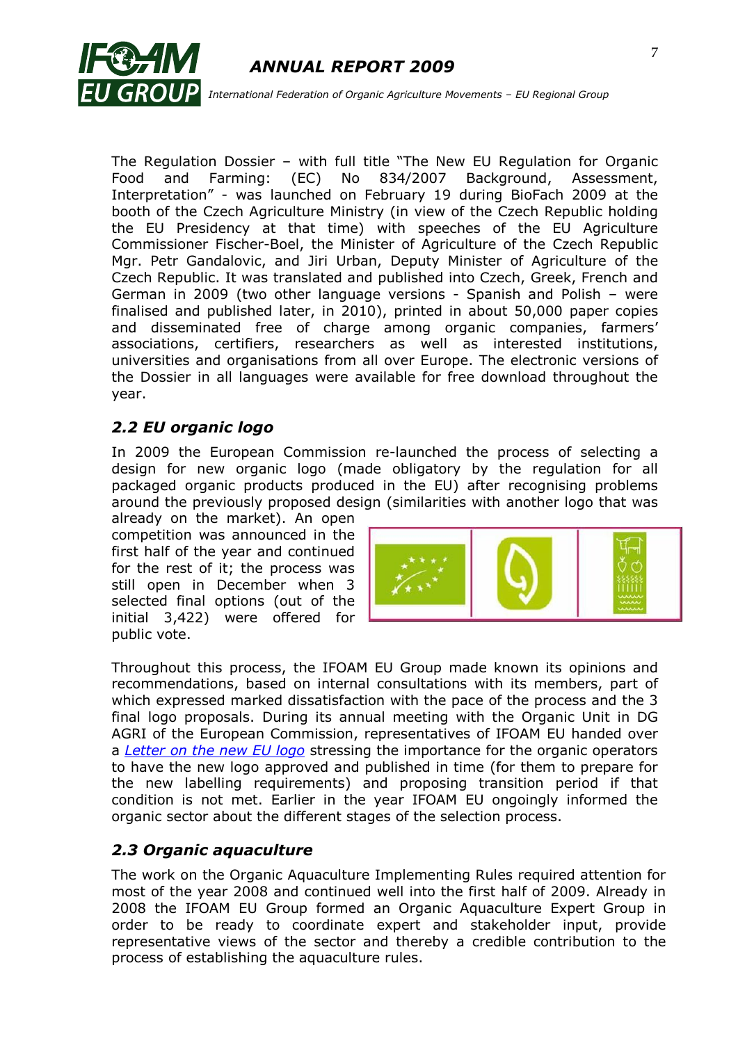The Regulation Dossier – with full title "The New EU Regulation for Organic Food and Farming: (EC) No 834/2007 Background, Assessment, Interpretation" - was launched on February 19 during BioFach 2009 at the booth of the Czech Agriculture Ministry (in view of the Czech Republic holding the EU Presidency at that time) with speeches of the EU Agriculture Commissioner Fischer-Boel, the Minister of Agriculture of the Czech Republic Mgr. Petr Gandalovic, and Jiri Urban, Deputy Minister of Agriculture of the Czech Republic. It was translated and published into Czech, Greek, French and German in 2009 (two other language versions - Spanish and Polish – were finalised and published later, in 2010), printed in about 50,000 paper copies and disseminated free of charge among organic companies, farmers' associations, certifiers, researchers as well as interested institutions, universities and organisations from all over Europe. The electronic versions of the Dossier in all languages were available for free download throughout the year.

## *2.2 EU organic logo*

In 2009 the European Commission re-launched the process of selecting a design for new organic logo (made obligatory by the regulation for all packaged organic products produced in the EU) after recognising problems around the previously proposed design (similarities with another logo that was already on the market). An open competition was announced in the first half of the year and continued for the rest of it; the process was still open in December when 3 selected final options (out of the initial 3,422) were offered for public vote.

Throughout this process, the IFOAM EU Group made known its opinions and recommendations, based on internal consultations with its members, part of which expressed marked dissatisfaction with the pace of the process and the 3 final logo proposals. During its annual meeting with the Organic Unit in DG AGRI of the European Commission, representatives of IFOAM EU handed over a *Letter on the new EU logo* stressing the importance for the organic operators to have the new logo approved and published in time (for them to prepare for the new labelling requirements) and proposing transition period if that condition is not met. Earlier in the year IFOAM EU ongoingly informed the organic sector about the different stages of the selection process.

## *2.3 Organic aquaculture*

The work on the Organic Aquaculture Implementing Rules required attention for most of the year 2008 and continued well into the first half of 2009. Already in 2008 the IFOAM EU Group formed an Organic Aquaculture Expert Group in order to be ready to coordinate expert and stakeholder input, provide representative views of the sector and thereby a credible contribution to the process of establishing the aquaculture rules.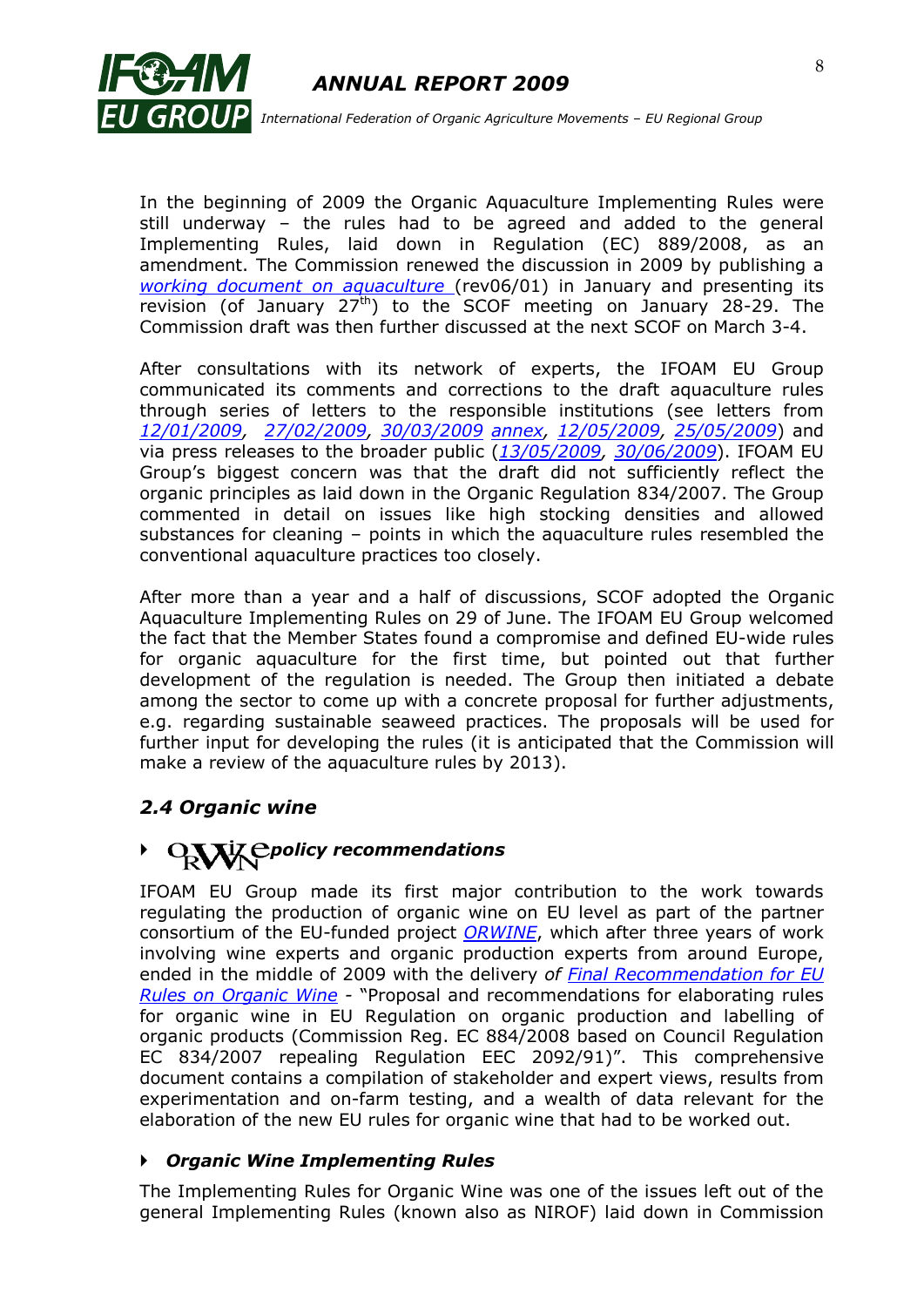In the beginning of 2009 the Organic Aquaculture Implementing Rules were still underway – the rules had to be agreed and added to the general Implementing Rules, laid down in Regulation (EC) 889/2008, as an amendment. The Commission renewed the discussion in 2009 by publishing a *working document on aquaculture* (rev06/01) in January and presenting its revision (of January 27th) to the SCOF meeting on January 28-29. The Commission draft was then further discussed at the next SCOF on March 3-4.

After consultations with its network of experts, the IFOAM EU Group communicated its comments and corrections to the draft aquaculture rules through series of letters to the responsible institutions (see letters from *12/01/2009*, *27/02/2009*, *30/03/2009* *annex*, *12/05/2009*, *25/05/2009*) and via press releases to the broader public (*13/05/2009*, *30/06/2009*). IFOAM EU Group's biggest concern was that the draft did not sufficiently reflect the organic principles as laid down in the Organic Regulation 834/2007. The Group commented in detail on issues like high stocking densities and allowed substances for cleaning – points in which the aquaculture rules resembled the conventional aquaculture practices too closely.

After more than a year and a half of discussions, SCOF adopted the Organic Aquaculture Implementing Rules on 29 of June. The IFOAM EU Group welcomed the fact that the Member States found a compromise and defined EU-wide rules for organic aquaculture for the first time, but pointed out that further development of the regulation is needed. The Group then initiated a debate among the sector to come up with a concrete proposal for further adjustments, e.g. regarding sustainable seaweed practices. The proposals will be used for further input for developing the rules (it is anticipated that the Commission will make a review of the aquaculture rules by 2013).

## *2.4 Organic wine*

- ***ORWINE policy recommendations***

IFOAM EU Group made its first major contribution to the work towards regulating the production of organic wine on EU level as part of the partner consortium of the EU-funded project *ORWINE*, which after three years of work involving wine experts and organic production experts from around Europe, ended in the middle of 2009 with the delivery *of Final Recommendation for EU Rules on Organic Wine* - "Proposal and recommendations for elaborating rules for organic wine in EU Regulation on organic production and labelling of organic products (Commission Reg. EC 884/2008 based on Council Regulation EC 834/2007 repealing Regulation EEC 2092/91)". This comprehensive document contains a compilation of stakeholder and expert views, results from experimentation and on-farm testing, and a wealth of data relevant for the elaboration of the new EU rules for organic wine that had to be worked out.

- ***Organic Wine Implementing Rules***

The Implementing Rules for Organic Wine was one of the issues left out of the general Implementing Rules (known also as NIROF) laid down in Commission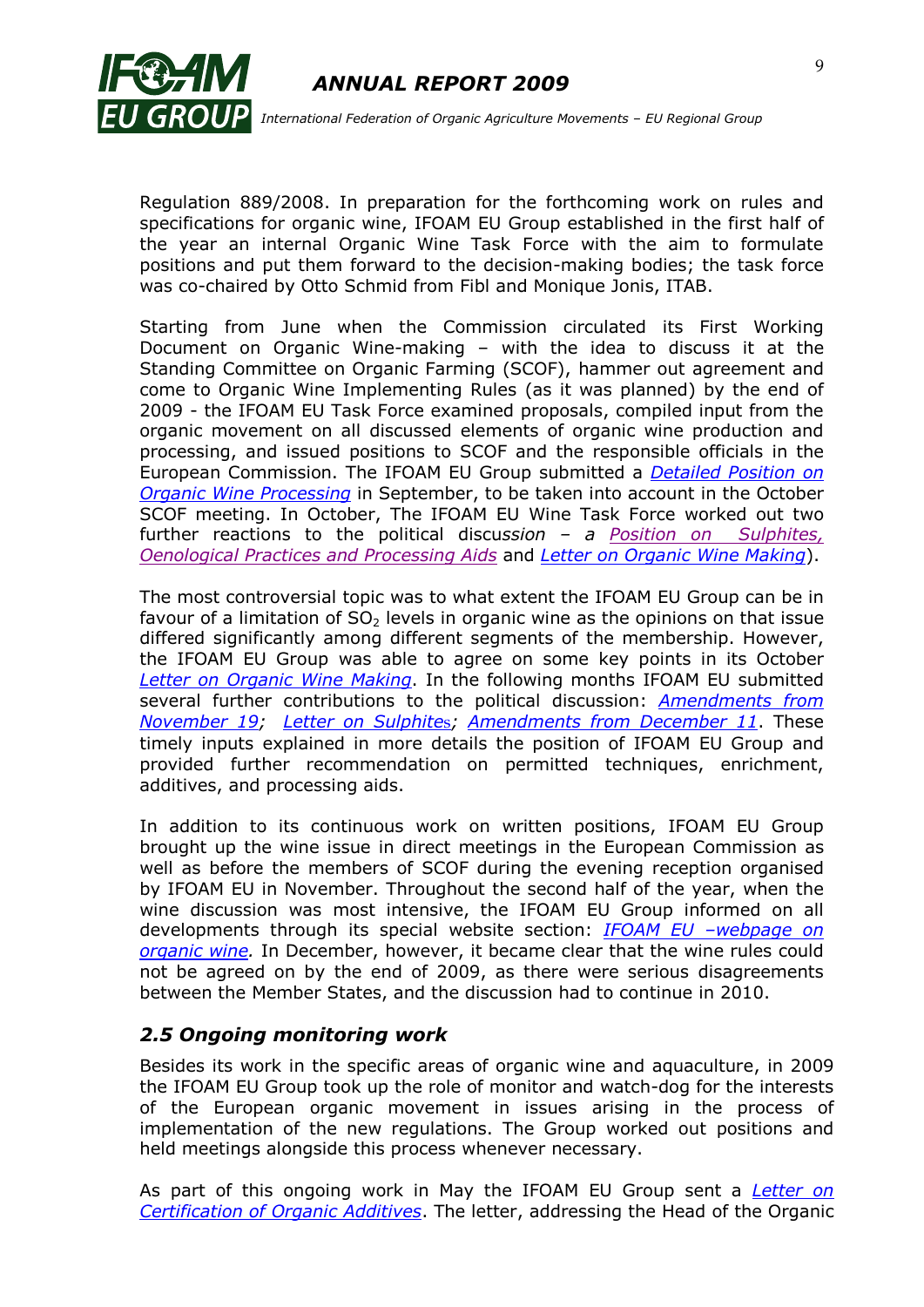Regulation 889/2008. In preparation for the forthcoming work on rules and specifications for organic wine, IFOAM EU Group established in the first half of the year an internal Organic Wine Task Force with the aim to formulate positions and put them forward to the decision-making bodies; the task force was co-chaired by Otto Schmid from Fibl and Monique Jonis, ITAB.

Starting from June when the Commission circulated its First Working Document on Organic Wine-making – with the idea to discuss it at the Standing Committee on Organic Farming (SCOF), hammer out agreement and come to Organic Wine Implementing Rules (as it was planned) by the end of 2009 - the IFOAM EU Task Force examined proposals, compiled input from the organic movement on all discussed elements of organic wine production and processing, and issued positions to SCOF and the responsible officials in the European Commission. The IFOAM EU Group submitted a *Detailed Position on Organic Wine Processing* in September, to be taken into account in the October SCOF meeting. In October, The IFOAM EU Wine Task Force worked out two further reactions to the political discu*ssion – a* *Position on Sulphites, Oenological Practices and Processing Aids* and *Letter on Organic Wine Making*).

The most controversial topic was to what extent the IFOAM EU Group can be in favour of a limitation of $SO_2$ levels in organic wine as the opinions on that issue differed significantly among different segments of the membership. However, the IFOAM EU Group was able to agree on some key points in its October *Letter on Organic Wine Making*. In the following months IFOAM EU submitted several further contributions to the political discussion: *Amendments from November 19*; *Letter on Sulphites*; *Amendments from December 11*. These timely inputs explained in more details the position of IFOAM EU Group and provided further recommendation on permitted techniques, enrichment, additives, and processing aids.

In addition to its continuous work on written positions, IFOAM EU Group brought up the wine issue in direct meetings in the European Commission as well as before the members of SCOF during the evening reception organised by IFOAM EU in November. Throughout the second half of the year, when the wine discussion was most intensive, the IFOAM EU Group informed on all developments through its special website section: *IFOAM EU –webpage on organic wine.* In December, however, it became clear that the wine rules could not be agreed on by the end of 2009, as there were serious disagreements between the Member States, and the discussion had to continue in 2010.

### *2.5 Ongoing monitoring work*

Besides its work in the specific areas of organic wine and aquaculture, in 2009 the IFOAM EU Group took up the role of monitor and watch-dog for the interests of the European organic movement in issues arising in the process of implementation of the new regulations. The Group worked out positions and held meetings alongside this process whenever necessary.

As part of this ongoing work in May the IFOAM EU Group sent a *Letter on Certification of Organic Additives*. The letter, addressing the Head of the Organic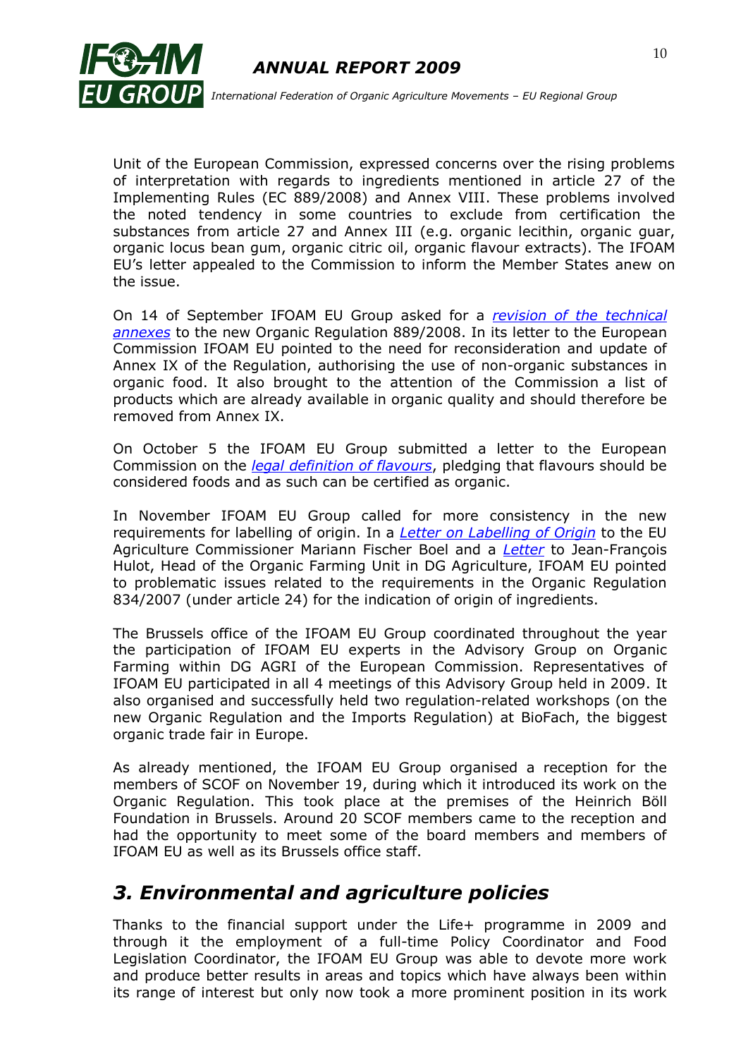Unit of the European Commission, expressed concerns over the rising problems of interpretation with regards to ingredients mentioned in article 27 of the Implementing Rules (EC 889/2008) and Annex VIII. These problems involved the noted tendency in some countries to exclude from certification the substances from article 27 and Annex III (e.g. organic lecithin, organic guar, organic locus bean gum, organic citric oil, organic flavour extracts). The IFOAM EU's letter appealed to the Commission to inform the Member States anew on the issue.

On 14 of September IFOAM EU Group asked for a *revision of the technical annexes* to the new Organic Regulation 889/2008. In its letter to the European Commission IFOAM EU pointed to the need for reconsideration and update of Annex IX of the Regulation, authorising the use of non-organic substances in organic food. It also brought to the attention of the Commission a list of products which are already available in organic quality and should therefore be removed from Annex IX.

On October 5 the IFOAM EU Group submitted a letter to the European Commission on the *legal definition of flavours*, pledging that flavours should be considered foods and as such can be certified as organic.

In November IFOAM EU Group called for more consistency in the new requirements for labelling of origin. In a *Letter on Labelling of Origin* to the EU Agriculture Commissioner Mariann Fischer Boel and a *Letter* to Jean-François Hulot, Head of the Organic Farming Unit in DG Agriculture, IFOAM EU pointed to problematic issues related to the requirements in the Organic Regulation 834/2007 (under article 24) for the indication of origin of ingredients.

The Brussels office of the IFOAM EU Group coordinated throughout the year the participation of IFOAM EU experts in the Advisory Group on Organic Farming within DG AGRI of the European Commission. Representatives of IFOAM EU participated in all 4 meetings of this Advisory Group held in 2009. It also organised and successfully held two regulation-related workshops (on the new Organic Regulation and the Imports Regulation) at BioFach, the biggest organic trade fair in Europe.

As already mentioned, the IFOAM EU Group organised a reception for the members of SCOF on November 19, during which it introduced its work on the Organic Regulation. This took place at the premises of the Heinrich Böll Foundation in Brussels. Around 20 SCOF members came to the reception and had the opportunity to meet some of the board members and members of IFOAM EU as well as its Brussels office staff.

## *3. Environmental and agriculture policies*

Thanks to the financial support under the Life+ programme in 2009 and through it the employment of a full-time Policy Coordinator and Food Legislation Coordinator, the IFOAM EU Group was able to devote more work and produce better results in areas and topics which have always been within its range of interest but only now took a more prominent position in its work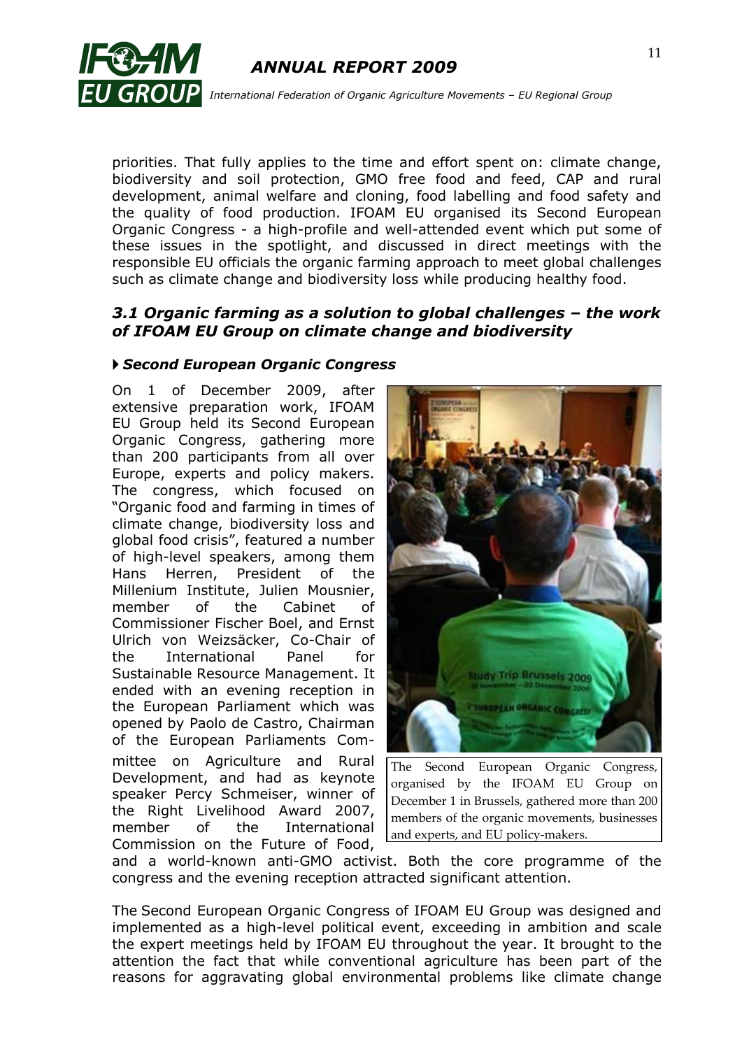priorities. That fully applies to the time and effort spent on: climate change, biodiversity and soil protection, GMO free food and feed, CAP and rural development, animal welfare and cloning, food labelling and food safety and the quality of food production. IFOAM EU organised its Second European Organic Congress - a high-profile and well-attended event which put some of these issues in the spotlight, and discussed in direct meetings with the responsible EU officials the organic farming approach to meet global challenges such as climate change and biodiversity loss while producing healthy food.

### *3.1 Organic farming as a solution to global challenges – the work of IFOAM EU Group on climate change and biodiversity*

#### ***Second European Organic Congress***

On 1 of December 2009, after extensive preparation work, IFOAM EU Group held its Second European Organic Congress, gathering more than 200 participants from all over Europe, experts and policy makers. The congress, which focused on "Organic food and farming in times of climate change, biodiversity loss and global food crisis", featured a number of high-level speakers, among them Hans Herren, President of the Millenium Institute, Julien Mousnier, member of the Cabinet of Commissioner Fischer Boel, and Ernst Ulrich von Weizsäcker, Co-Chair of the International Panel for Sustainable Resource Management. It ended with an evening reception in the European Parliament which was opened by Paolo de Castro, Chairman of the European Parliaments Committee on Agriculture and Rural Development, and had as keynote speaker Percy Schmeiser, winner of the Right Livelihood Award 2007, member of the International Commission on the Future of Food, and a world-known anti-GMO activist. Both the core programme of the congress and the evening reception attracted significant attention.

The Second European Organic Congress, organised by the IFOAM EU Group on December 1 in Brussels, gathered more than 200 members of the organic movements, businesses and experts, and EU policy-makers.

The Second European Organic Congress of IFOAM EU Group was designed and implemented as a high-level political event, exceeding in ambition and scale the expert meetings held by IFOAM EU throughout the year. It brought to the attention the fact that while conventional agriculture has been part of the reasons for aggravating global environmental problems like climate change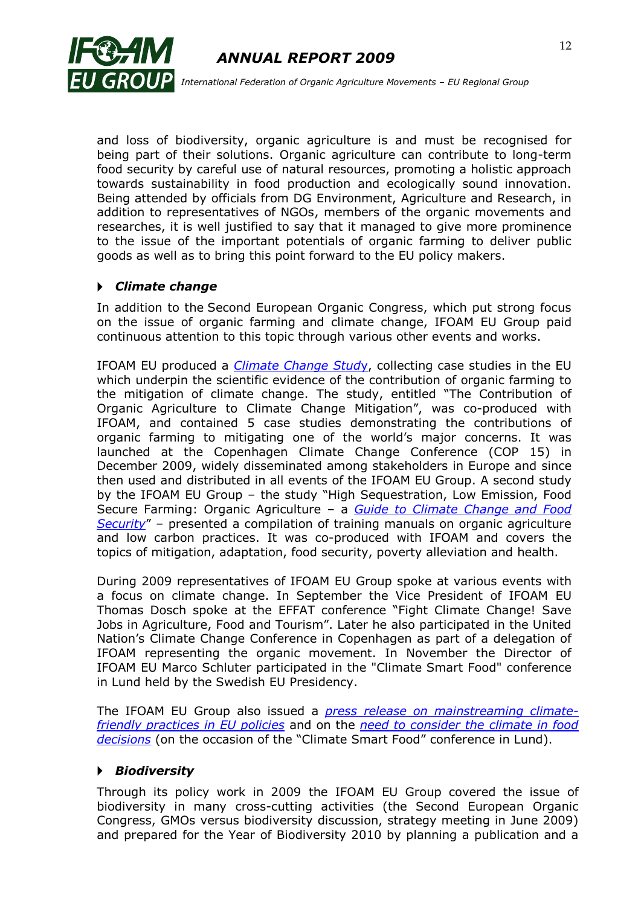and loss of biodiversity, organic agriculture is and must be recognised for being part of their solutions. Organic agriculture can contribute to long-term food security by careful use of natural resources, promoting a holistic approach towards sustainability in food production and ecologically sound innovation. Being attended by officials from DG Environment, Agriculture and Research, in addition to representatives of NGOs, members of the organic movements and researches, it is well justified to say that it managed to give more prominence to the issue of the important potentials of organic farming to deliver public goods as well as to bring this point forward to the EU policy makers.

### *Climate change*

In addition to the Second European Organic Congress, which put strong focus on the issue of organic farming and climate change, IFOAM EU Group paid continuous attention to this topic through various other events and works.

IFOAM EU produced a *Climate Change Study*, collecting case studies in the EU which underpin the scientific evidence of the contribution of organic farming to the mitigation of climate change. The study, entitled "The Contribution of Organic Agriculture to Climate Change Mitigation", was co-produced with IFOAM, and contained 5 case studies demonstrating the contributions of organic farming to mitigating one of the world's major concerns. It was launched at the Copenhagen Climate Change Conference (COP 15) in December 2009, widely disseminated among stakeholders in Europe and since then used and distributed in all events of the IFOAM EU Group. A second study by the IFOAM EU Group – the study "High Sequestration, Low Emission, Food Secure Farming: Organic Agriculture – a *Guide to Climate Change and Food Security*" – presented a compilation of training manuals on organic agriculture and low carbon practices. It was co-produced with IFOAM and covers the topics of mitigation, adaptation, food security, poverty alleviation and health.

During 2009 representatives of IFOAM EU Group spoke at various events with a focus on climate change. In September the Vice President of IFOAM EU Thomas Dosch spoke at the EFFAT conference "Fight Climate Change! Save Jobs in Agriculture, Food and Tourism". Later he also participated in the United Nation's Climate Change Conference in Copenhagen as part of a delegation of IFOAM representing the organic movement. In November the Director of IFOAM EU Marco Schluter participated in the "Climate Smart Food" conference in Lund held by the Swedish EU Presidency.

The IFOAM EU Group also issued a *press release on mainstreaming climate-friendly practices in EU policies* and on the *need to consider the climate in food decisions* (on the occasion of the "Climate Smart Food" conference in Lund).

### *Biodiversity*

Through its policy work in 2009 the IFOAM EU Group covered the issue of biodiversity in many cross-cutting activities (the Second European Organic Congress, GMOs versus biodiversity discussion, strategy meeting in June 2009) and prepared for the Year of Biodiversity 2010 by planning a publication and a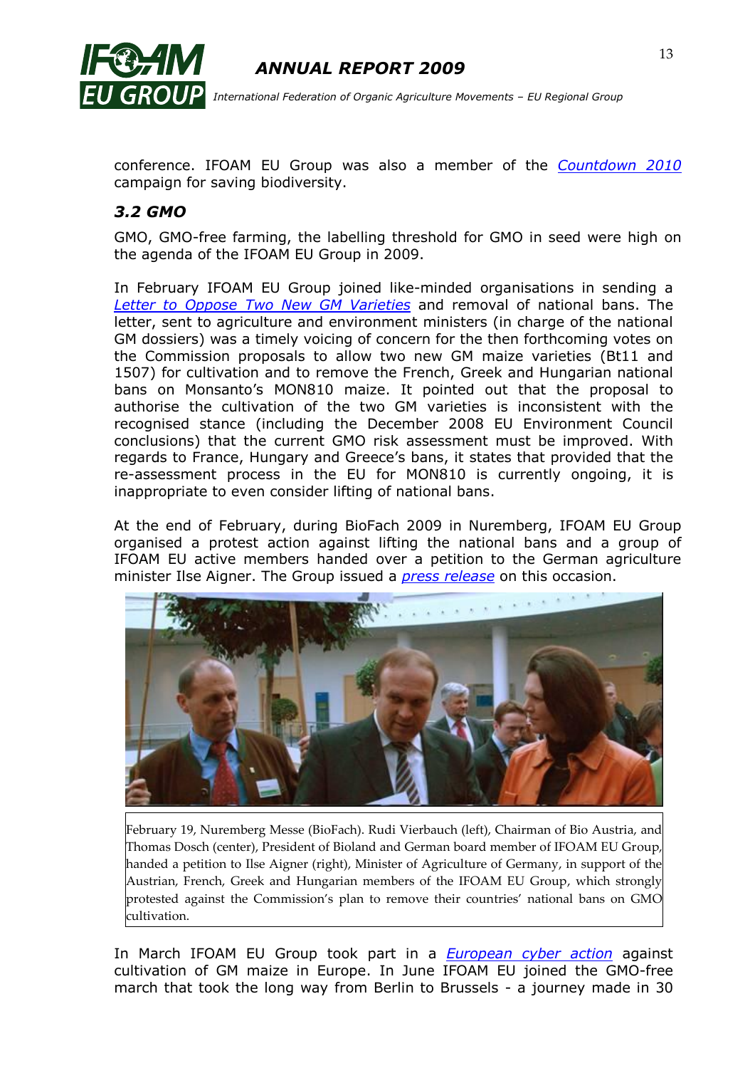conference. IFOAM EU Group was also a member of the *Countdown 2010* campaign for saving biodiversity.

### *3.2 GMO*

GMO, GMO-free farming, the labelling threshold for GMO in seed were high on the agenda of the IFOAM EU Group in 2009.

In February IFOAM EU Group joined like-minded organisations in sending a *Letter to Oppose Two New GM Varieties* and removal of national bans. The letter, sent to agriculture and environment ministers (in charge of the national GM dossiers) was a timely voicing of concern for the then forthcoming votes on the Commission proposals to allow two new GM maize varieties (Bt11 and 1507) for cultivation and to remove the French, Greek and Hungarian national bans on Monsanto's MON810 maize. It pointed out that the proposal to authorise the cultivation of the two GM varieties is inconsistent with the recognised stance (including the December 2008 EU Environment Council conclusions) that the current GMO risk assessment must be improved. With regards to France, Hungary and Greece's bans, it states that provided that the re-assessment process in the EU for MON810 is currently ongoing, it is inappropriate to even consider lifting of national bans.

At the end of February, during BioFach 2009 in Nuremberg, IFOAM EU Group organised a protest action against lifting the national bans and a group of IFOAM EU active members handed over a petition to the German agriculture minister Ilse Aigner. The Group issued a *press release* on this occasion.

February 19, Nuremberg Messe (BioFach). Rudi Vierbauch (left), Chairman of Bio Austria, and Thomas Dosch (center), President of Bioland and German board member of IFOAM EU Group, handed a petition to Ilse Aigner (right), Minister of Agriculture of Germany, in support of the Austrian, French, Greek and Hungarian members of the IFOAM EU Group, which strongly protested against the Commission's plan to remove their countries' national bans on GMO cultivation.

In March IFOAM EU Group took part in a *European cyber action* against cultivation of GM maize in Europe. In June IFOAM EU joined the GMO-free march that took the long way from Berlin to Brussels - a journey made in 30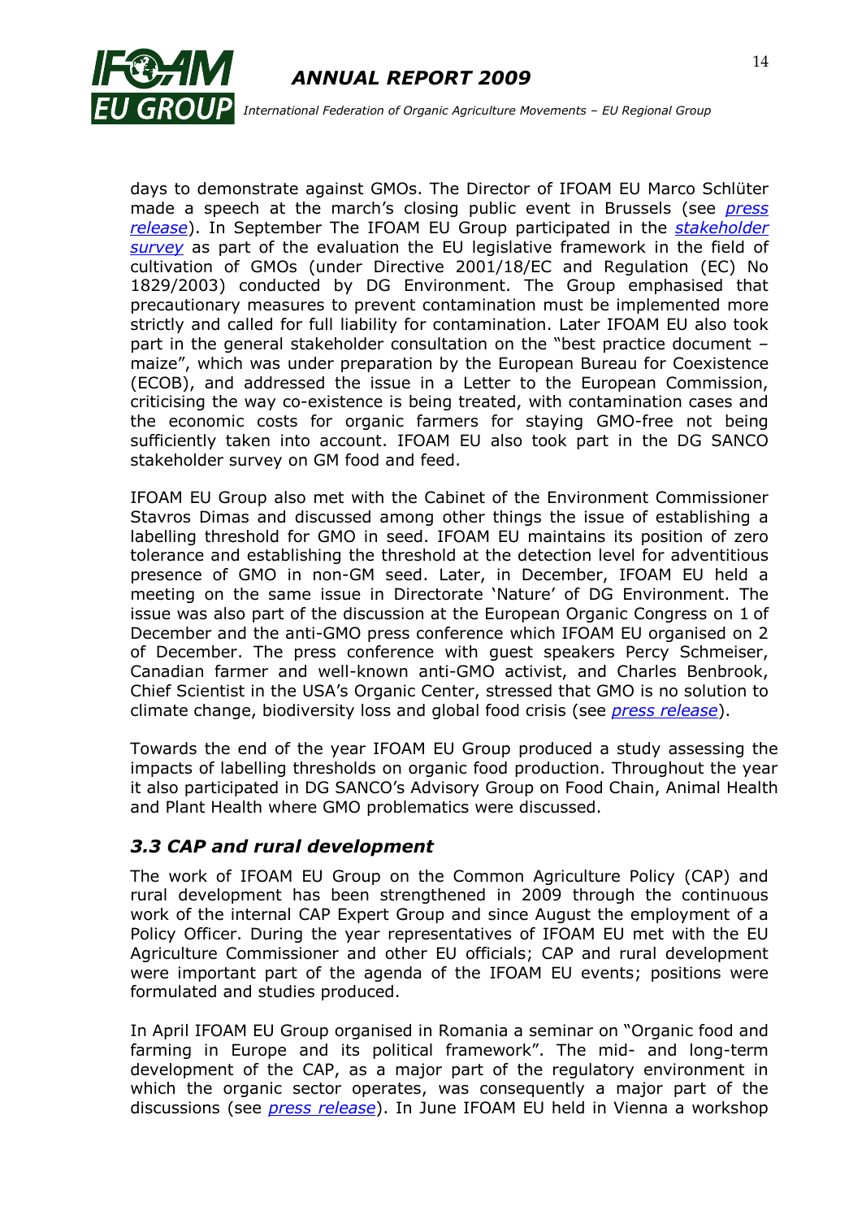days to demonstrate against GMOs. The Director of IFOAM EU Marco Schlüter made a speech at the march's closing public event in Brussels (see *press release*). In September The IFOAM EU Group participated in the *stakeholder survey* as part of the evaluation the EU legislative framework in the field of cultivation of GMOs (under Directive 2001/18/EC and Regulation (EC) No 1829/2003) conducted by DG Environment. The Group emphasised that precautionary measures to prevent contamination must be implemented more strictly and called for full liability for contamination. Later IFOAM EU also took part in the general stakeholder consultation on the "best practice document – maize", which was under preparation by the European Bureau for Coexistence (ECOB), and addressed the issue in a Letter to the European Commission, criticising the way co-existence is being treated, with contamination cases and the economic costs for organic farmers for staying GMO-free not being sufficiently taken into account. IFOAM EU also took part in the DG SANCO stakeholder survey on GM food and feed.

IFOAM EU Group also met with the Cabinet of the Environment Commissioner Stavros Dimas and discussed among other things the issue of establishing a labelling threshold for GMO in seed. IFOAM EU maintains its position of zero tolerance and establishing the threshold at the detection level for adventitious presence of GMO in non-GM seed. Later, in December, IFOAM EU held a meeting on the same issue in Directorate 'Nature' of DG Environment. The issue was also part of the discussion at the European Organic Congress on 1 of December and the anti-GMO press conference which IFOAM EU organised on 2 of December. The press conference with guest speakers Percy Schmeiser, Canadian farmer and well-known anti-GMO activist, and Charles Benbrook, Chief Scientist in the USA's Organic Center, stressed that GMO is no solution to climate change, biodiversity loss and global food crisis (see *press release*).

Towards the end of the year IFOAM EU Group produced a study assessing the impacts of labelling thresholds on organic food production. Throughout the year it also participated in DG SANCO's Advisory Group on Food Chain, Animal Health and Plant Health where GMO problematics were discussed.

### *3.3 CAP and rural development*

The work of IFOAM EU Group on the Common Agriculture Policy (CAP) and rural development has been strengthened in 2009 through the continuous work of the internal CAP Expert Group and since August the employment of a Policy Officer. During the year representatives of IFOAM EU met with the EU Agriculture Commissioner and other EU officials; CAP and rural development were important part of the agenda of the IFOAM EU events; positions were formulated and studies produced.

In April IFOAM EU Group organised in Romania a seminar on "Organic food and farming in Europe and its political framework". The mid- and long-term development of the CAP, as a major part of the regulatory environment in which the organic sector operates, was consequently a major part of the discussions (see *press release*). In June IFOAM EU held in Vienna a workshop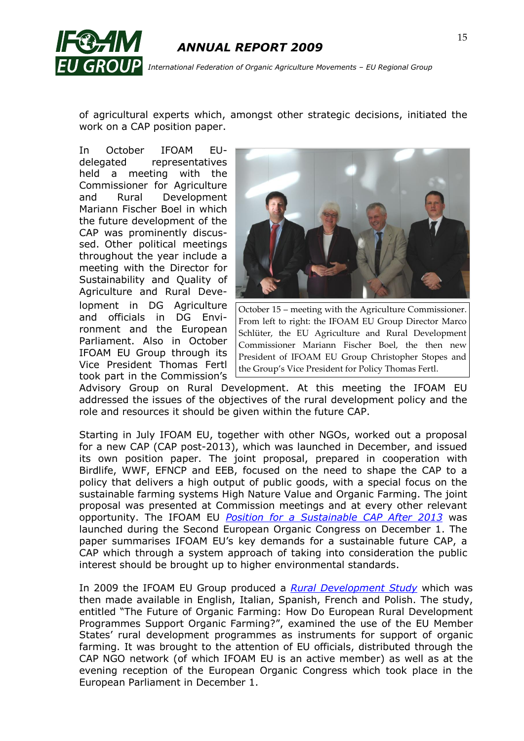of agricultural experts which, amongst other strategic decisions, initiated the work on a CAP position paper.

In October IFOAM EU-delegated representatives held a meeting with the Commissioner for Agriculture and Rural Development Mariann Fischer Boel in which the future development of the CAP was prominently discussed. Other political meetings throughout the year include a meeting with the Director for Sustainability and Quality of Agriculture and Rural Development in DG Agriculture and officials in DG Environment and the European Parliament. Also in October IFOAM EU Group through its Vice President Thomas Fertl took part in the Commission's Advisory Group on Rural Development. At this meeting the IFOAM EU addressed the issues of the objectives of the rural development policy and the role and resources it should be given within the future CAP.

October 15 – meeting with the Agriculture Commissioner. From left to right: the IFOAM EU Group Director Marco Schlüter, the EU Agriculture and Rural Development Commissioner Mariann Fischer Boel, the then new President of IFOAM EU Group Christopher Stopes and the Group's Vice President for Policy Thomas Fertl.

Starting in July IFOAM EU, together with other NGOs, worked out a proposal for a new CAP (CAP post-2013), which was launched in December, and issued its own position paper. The joint proposal, prepared in cooperation with Birdlife, WWF, EFNCP and EEB, focused on the need to shape the CAP to a policy that delivers a high output of public goods, with a special focus on the sustainable farming systems High Nature Value and Organic Farming. The joint proposal was presented at Commission meetings and at every other relevant opportunity. The IFOAM EU *Position for a Sustainable CAP After 2013* was launched during the Second European Organic Congress on December 1. The paper summarises IFOAM EU's key demands for a sustainable future CAP, a CAP which through a system approach of taking into consideration the public interest should be brought up to higher environmental standards.

In 2009 the IFOAM EU Group produced a *Rural Development Study* which was then made available in English, Italian, Spanish, French and Polish. The study, entitled "The Future of Organic Farming: How Do European Rural Development Programmes Support Organic Farming?", examined the use of the EU Member States' rural development programmes as instruments for support of organic farming. It was brought to the attention of EU officials, distributed through the CAP NGO network (of which IFOAM EU is an active member) as well as at the evening reception of the European Organic Congress which took place in the European Parliament in December 1.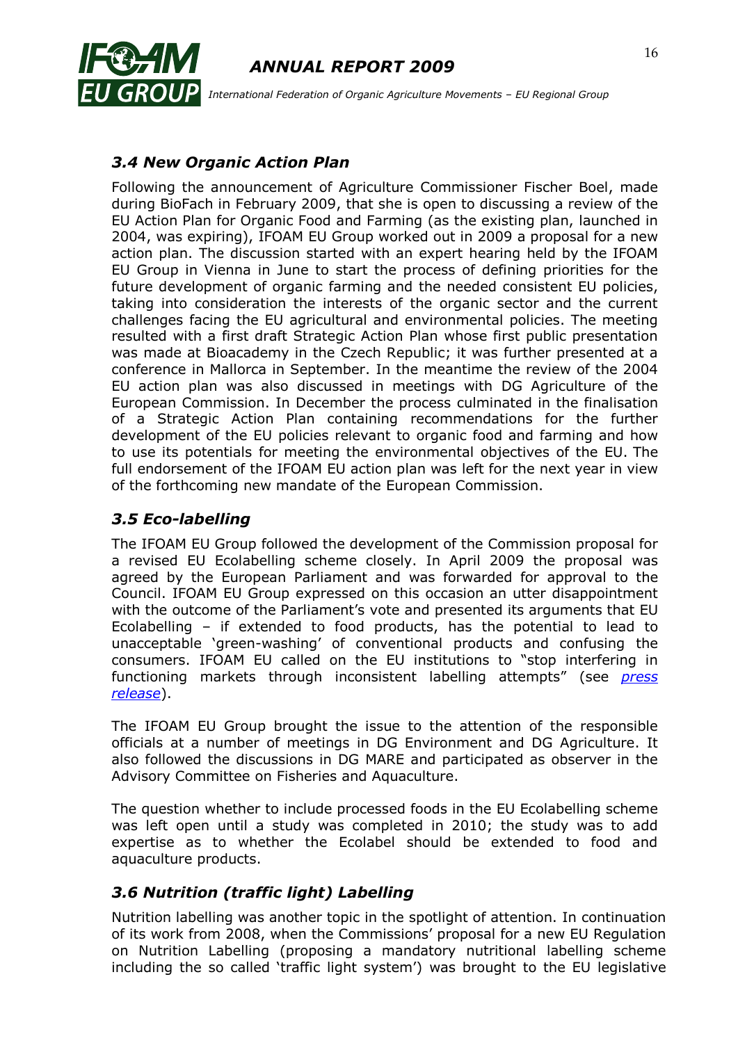### *3.4 New Organic Action Plan*

Following the announcement of Agriculture Commissioner Fischer Boel, made during BioFach in February 2009, that she is open to discussing a review of the EU Action Plan for Organic Food and Farming (as the existing plan, launched in 2004, was expiring), IFOAM EU Group worked out in 2009 a proposal for a new action plan. The discussion started with an expert hearing held by the IFOAM EU Group in Vienna in June to start the process of defining priorities for the future development of organic farming and the needed consistent EU policies, taking into consideration the interests of the organic sector and the current challenges facing the EU agricultural and environmental policies. The meeting resulted with a first draft Strategic Action Plan whose first public presentation was made at Bioacademy in the Czech Republic; it was further presented at a conference in Mallorca in September. In the meantime the review of the 2004 EU action plan was also discussed in meetings with DG Agriculture of the European Commission. In December the process culminated in the finalisation of a Strategic Action Plan containing recommendations for the further development of the EU policies relevant to organic food and farming and how to use its potentials for meeting the environmental objectives of the EU. The full endorsement of the IFOAM EU action plan was left for the next year in view of the forthcoming new mandate of the European Commission.

### *3.5 Eco-labelling*

The IFOAM EU Group followed the development of the Commission proposal for a revised EU Ecolabelling scheme closely. In April 2009 the proposal was agreed by the European Parliament and was forwarded for approval to the Council. IFOAM EU Group expressed on this occasion an utter disappointment with the outcome of the Parliament's vote and presented its arguments that EU Ecolabelling – if extended to food products, has the potential to lead to unacceptable 'green-washing' of conventional products and confusing the consumers. IFOAM EU called on the EU institutions to "stop interfering in functioning markets through inconsistent labelling attempts" (see *press release*).

The IFOAM EU Group brought the issue to the attention of the responsible officials at a number of meetings in DG Environment and DG Agriculture. It also followed the discussions in DG MARE and participated as observer in the Advisory Committee on Fisheries and Aquaculture.

The question whether to include processed foods in the EU Ecolabelling scheme was left open until a study was completed in 2010; the study was to add expertise as to whether the Ecolabel should be extended to food and aquaculture products.

### *3.6 Nutrition (traffic light) Labelling*

Nutrition labelling was another topic in the spotlight of attention. In continuation of its work from 2008, when the Commissions' proposal for a new EU Regulation on Nutrition Labelling (proposing a mandatory nutritional labelling scheme including the so called 'traffic light system') was brought to the EU legislative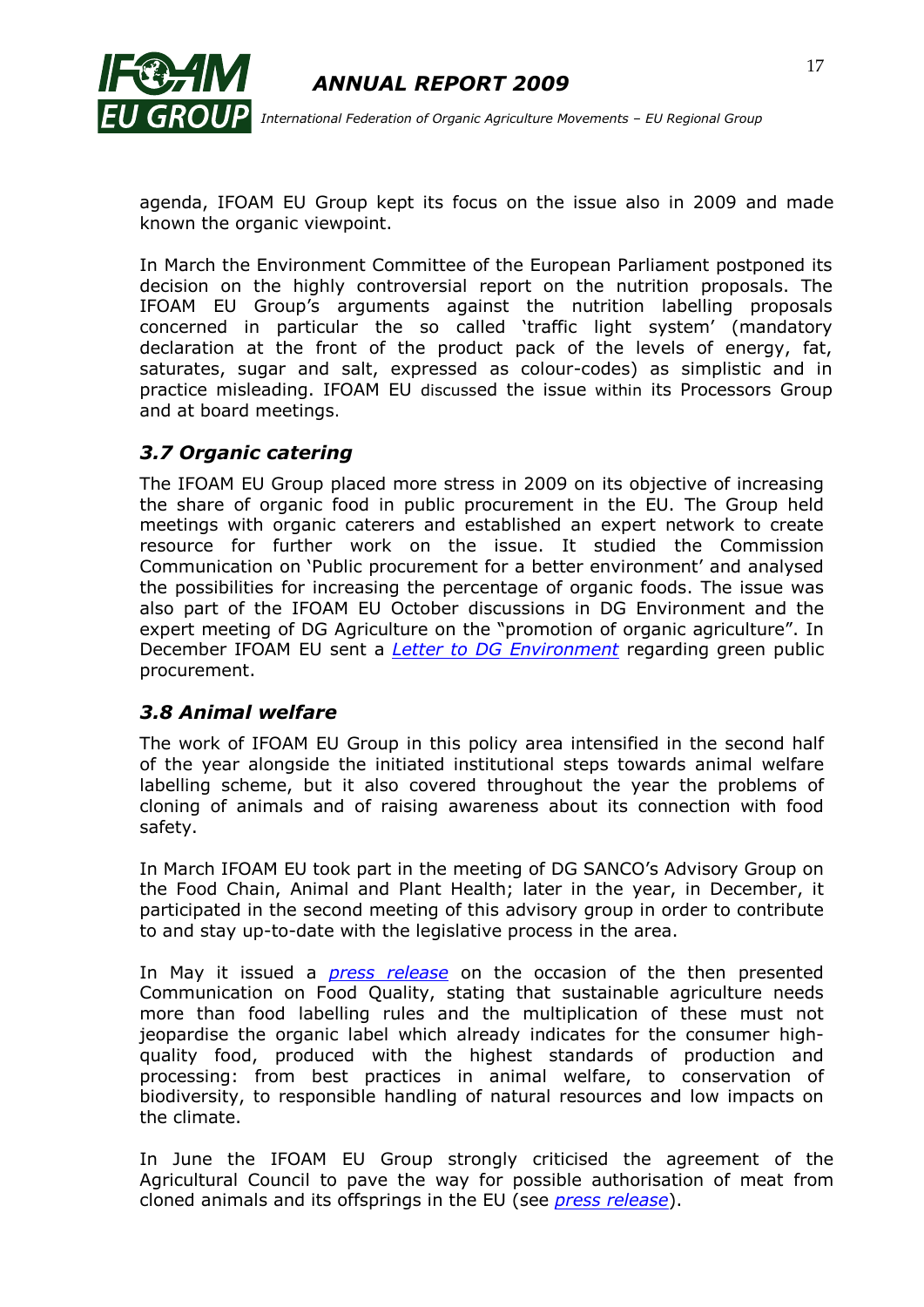agenda, IFOAM EU Group kept its focus on the issue also in 2009 and made known the organic viewpoint.

In March the Environment Committee of the European Parliament postponed its decision on the highly controversial report on the nutrition proposals. The IFOAM EU Group's arguments against the nutrition labelling proposals concerned in particular the so called 'traffic light system' (mandatory declaration at the front of the product pack of the levels of energy, fat, saturates, sugar and salt, expressed as colour-codes) as simplistic and in practice misleading. IFOAM EU discussed the issue within its Processors Group and at board meetings.

### *3.7 Organic catering*

The IFOAM EU Group placed more stress in 2009 on its objective of increasing the share of organic food in public procurement in the EU. The Group held meetings with organic caterers and established an expert network to create resource for further work on the issue. It studied the Commission Communication on 'Public procurement for a better environment' and analysed the possibilities for increasing the percentage of organic foods. The issue was also part of the IFOAM EU October discussions in DG Environment and the expert meeting of DG Agriculture on the "promotion of organic agriculture". In December IFOAM EU sent a *Letter to DG Environment* regarding green public procurement.

### *3.8 Animal welfare*

The work of IFOAM EU Group in this policy area intensified in the second half of the year alongside the initiated institutional steps towards animal welfare labelling scheme, but it also covered throughout the year the problems of cloning of animals and of raising awareness about its connection with food safety.

In March IFOAM EU took part in the meeting of DG SANCO's Advisory Group on the Food Chain, Animal and Plant Health; later in the year, in December, it participated in the second meeting of this advisory group in order to contribute to and stay up-to-date with the legislative process in the area.

In May it issued a *press release* on the occasion of the then presented Communication on Food Quality, stating that sustainable agriculture needs more than food labelling rules and the multiplication of these must not jeopardise the organic label which already indicates for the consumer high-quality food, produced with the highest standards of production and processing: from best practices in animal welfare, to conservation of biodiversity, to responsible handling of natural resources and low impacts on the climate.

In June the IFOAM EU Group strongly criticised the agreement of the Agricultural Council to pave the way for possible authorisation of meat from cloned animals and its offsprings in the EU (see *press release*).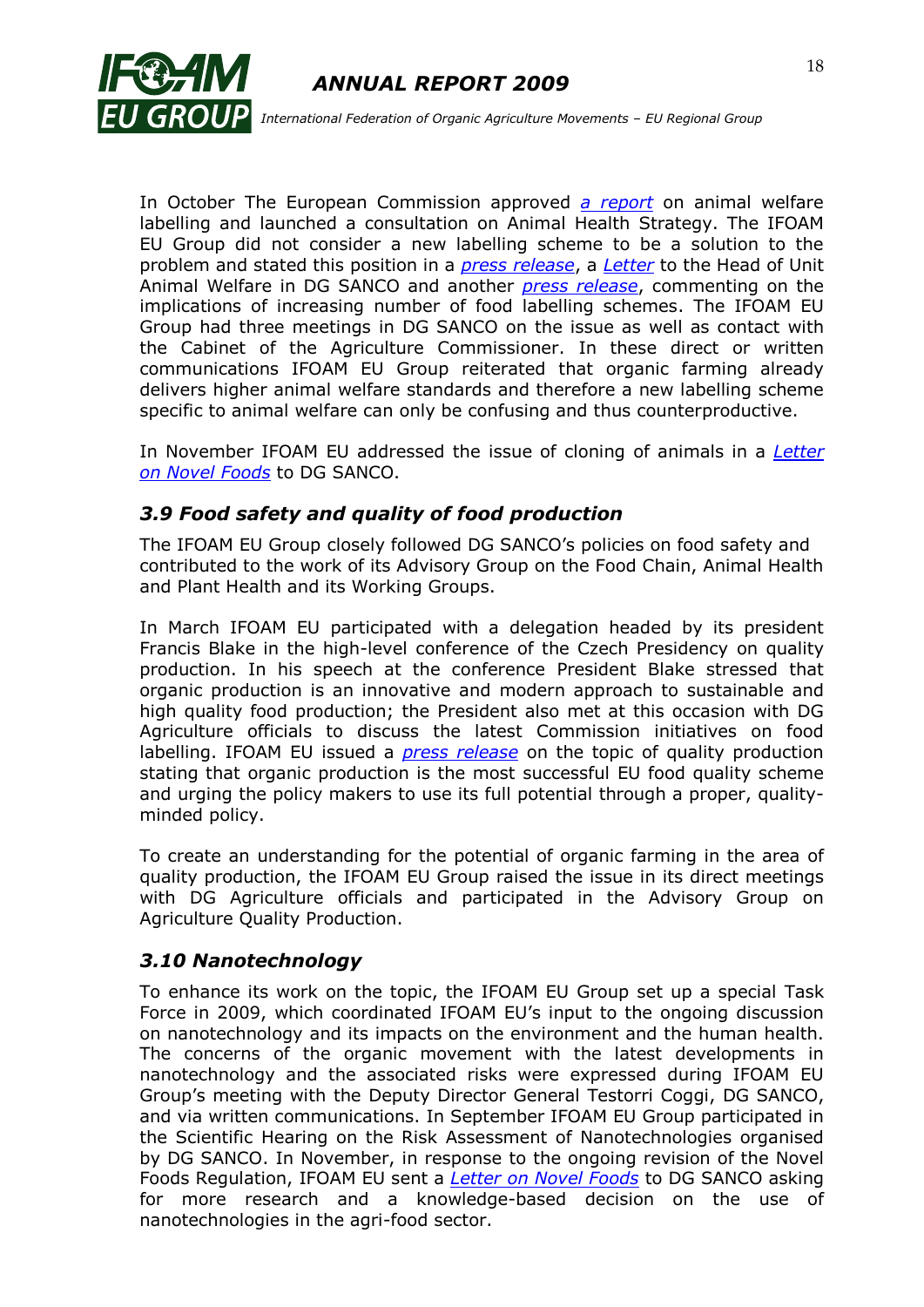In October The European Commission approved *a report* on animal welfare labelling and launched a consultation on Animal Health Strategy. The IFOAM EU Group did not consider a new labelling scheme to be a solution to the problem and stated this position in a *press release*, a *Letter* to the Head of Unit Animal Welfare in DG SANCO and another *press release*, commenting on the implications of increasing number of food labelling schemes. The IFOAM EU Group had three meetings in DG SANCO on the issue as well as contact with the Cabinet of the Agriculture Commissioner. In these direct or written communications IFOAM EU Group reiterated that organic farming already delivers higher animal welfare standards and therefore a new labelling scheme specific to animal welfare can only be confusing and thus counterproductive.

In November IFOAM EU addressed the issue of cloning of animals in a *Letter on Novel Foods* to DG SANCO.

### *3.9 Food safety and quality of food production*

The IFOAM EU Group closely followed DG SANCO's policies on food safety and contributed to the work of its Advisory Group on the Food Chain, Animal Health and Plant Health and its Working Groups.

In March IFOAM EU participated with a delegation headed by its president Francis Blake in the high-level conference of the Czech Presidency on quality production. In his speech at the conference President Blake stressed that organic production is an innovative and modern approach to sustainable and high quality food production; the President also met at this occasion with DG Agriculture officials to discuss the latest Commission initiatives on food labelling. IFOAM EU issued a *press release* on the topic of quality production stating that organic production is the most successful EU food quality scheme and urging the policy makers to use its full potential through a proper, quality-minded policy.

To create an understanding for the potential of organic farming in the area of quality production, the IFOAM EU Group raised the issue in its direct meetings with DG Agriculture officials and participated in the Advisory Group on Agriculture Quality Production.

### *3.10 Nanotechnology*

To enhance its work on the topic, the IFOAM EU Group set up a special Task Force in 2009, which coordinated IFOAM EU's input to the ongoing discussion on nanotechnology and its impacts on the environment and the human health. The concerns of the organic movement with the latest developments in nanotechnology and the associated risks were expressed during IFOAM EU Group's meeting with the Deputy Director General Testorri Coggi, DG SANCO, and via written communications. In September IFOAM EU Group participated in the Scientific Hearing on the Risk Assessment of Nanotechnologies organised by DG SANCO. In November, in response to the ongoing revision of the Novel Foods Regulation, IFOAM EU sent a *Letter on Novel Foods* to DG SANCO asking for more research and a knowledge-based decision on the use of nanotechnologies in the agri-food sector.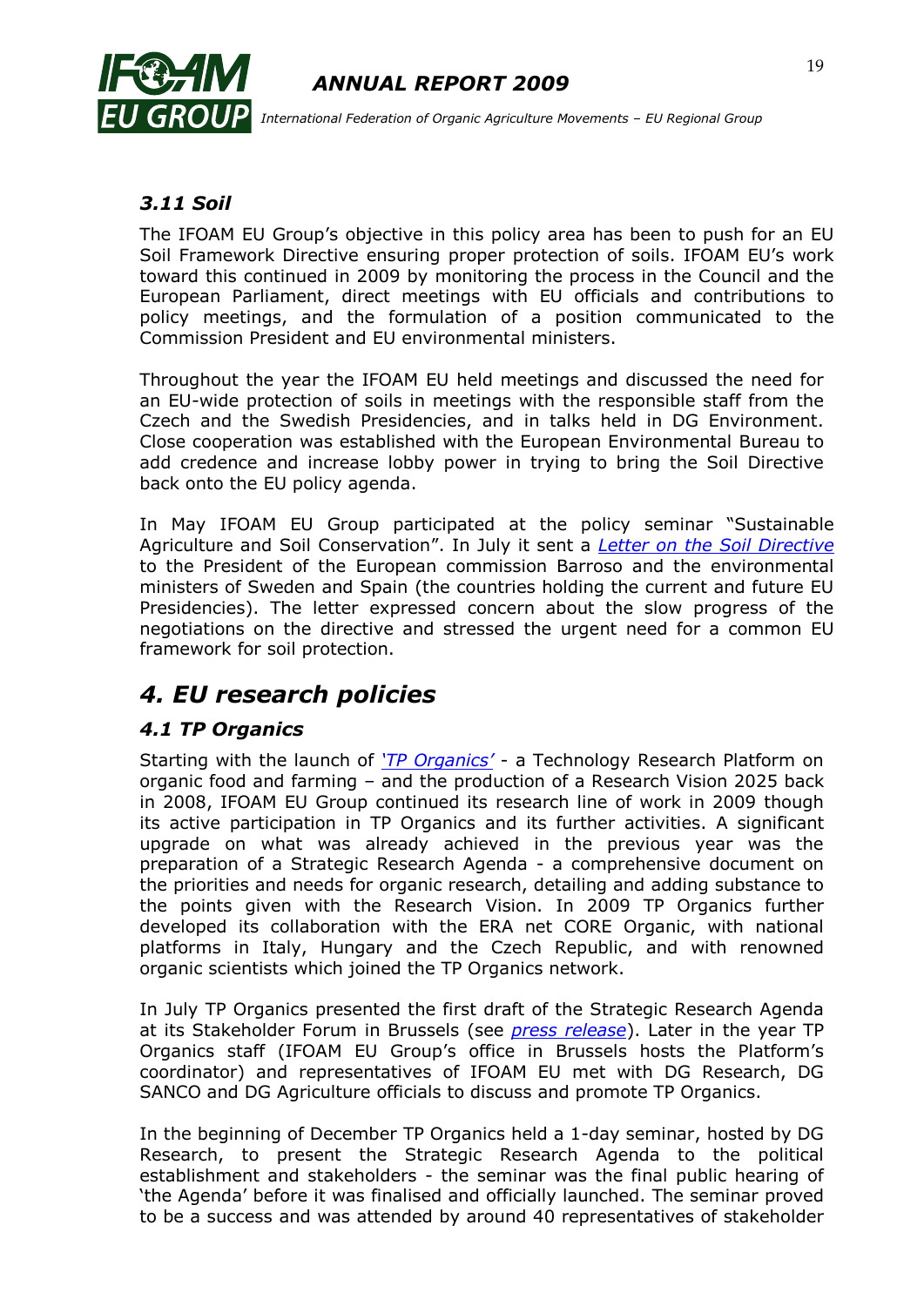### *3.11 Soil*

The IFOAM EU Group's objective in this policy area has been to push for an EU Soil Framework Directive ensuring proper protection of soils. IFOAM EU's work toward this continued in 2009 by monitoring the process in the Council and the European Parliament, direct meetings with EU officials and contributions to policy meetings, and the formulation of a position communicated to the Commission President and EU environmental ministers.

Throughout the year the IFOAM EU held meetings and discussed the need for an EU-wide protection of soils in meetings with the responsible staff from the Czech and the Swedish Presidencies, and in talks held in DG Environment. Close cooperation was established with the European Environmental Bureau to add credence and increase lobby power in trying to bring the Soil Directive back onto the EU policy agenda.

In May IFOAM EU Group participated at the policy seminar "Sustainable Agriculture and Soil Conservation". In July it sent a *Letter on the Soil Directive* to the President of the European commission Barroso and the environmental ministers of Sweden and Spain (the countries holding the current and future EU Presidencies). The letter expressed concern about the slow progress of the negotiations on the directive and stressed the urgent need for a common EU framework for soil protection.

## *4. EU research policies*

### *4.1 TP Organics*

Starting with the launch of *'TP Organics'* - a Technology Research Platform on organic food and farming – and the production of a Research Vision 2025 back in 2008, IFOAM EU Group continued its research line of work in 2009 though its active participation in TP Organics and its further activities. A significant upgrade on what was already achieved in the previous year was the preparation of a Strategic Research Agenda - a comprehensive document on the priorities and needs for organic research, detailing and adding substance to the points given with the Research Vision. In 2009 TP Organics further developed its collaboration with the ERA net CORE Organic, with national platforms in Italy, Hungary and the Czech Republic, and with renowned organic scientists which joined the TP Organics network.

In July TP Organics presented the first draft of the Strategic Research Agenda at its Stakeholder Forum in Brussels (see *press release*). Later in the year TP Organics staff (IFOAM EU Group's office in Brussels hosts the Platform's coordinator) and representatives of IFOAM EU met with DG Research, DG SANCO and DG Agriculture officials to discuss and promote TP Organics.

In the beginning of December TP Organics held a 1-day seminar, hosted by DG Research, to present the Strategic Research Agenda to the political establishment and stakeholders - the seminar was the final public hearing of 'the Agenda' before it was finalised and officially launched. The seminar proved to be a success and was attended by around 40 representatives of stakeholder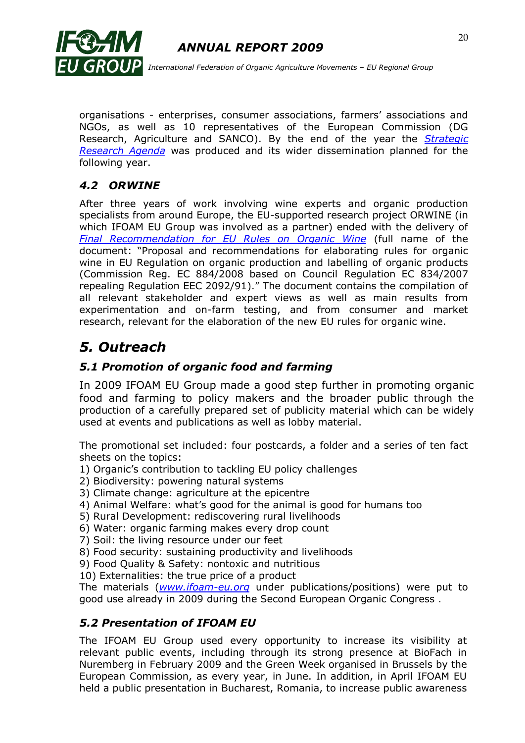organisations - enterprises, consumer associations, farmers' associations and NGOs, as well as 10 representatives of the European Commission (DG Research, Agriculture and SANCO). By the end of the year the *Strategic Research Agenda* was produced and its wider dissemination planned for the following year.

### *4.2 ORWINE*

After three years of work involving wine experts and organic production specialists from around Europe, the EU-supported research project ORWINE (in which IFOAM EU Group was involved as a partner) ended with the delivery of *Final Recommendation for EU Rules on Organic Wine* (full name of the document: "Proposal and recommendations for elaborating rules for organic wine in EU Regulation on organic production and labelling of organic products (Commission Reg. EC 884/2008 based on Council Regulation EC 834/2007 repealing Regulation EEC 2092/91)." The document contains the compilation of all relevant stakeholder and expert views as well as main results from experimentation and on-farm testing, and from consumer and market research, relevant for the elaboration of the new EU rules for organic wine.

## *5. Outreach*

### *5.1 Promotion of organic food and farming*

In 2009 IFOAM EU Group made a good step further in promoting organic food and farming to policy makers and the broader public through the production of a carefully prepared set of publicity material which can be widely used at events and publications as well as lobby material.

The promotional set included: four postcards, a folder and a series of ten fact sheets on the topics:
1) Organic's contribution to tackling EU policy challenges
2) Biodiversity: powering natural systems
3) Climate change: agriculture at the epicentre
4) Animal Welfare: what's good for the animal is good for humans too
5) Rural Development: rediscovering rural livelihoods
6) Water: organic farming makes every drop count
7) Soil: the living resource under our feet
8) Food security: sustaining productivity and livelihoods
9) Food Quality & Safety: nontoxic and nutritious
10) Externalities: the true price of a product

The materials (*www.ifoam-eu.org* under publications/positions) were put to good use already in 2009 during the Second European Organic Congress .

### *5.2 Presentation of IFOAM EU*

The IFOAM EU Group used every opportunity to increase its visibility at relevant public events, including through its strong presence at BioFach in Nuremberg in February 2009 and the Green Week organised in Brussels by the European Commission, as every year, in June. In addition, in April IFOAM EU held a public presentation in Bucharest, Romania, to increase public awareness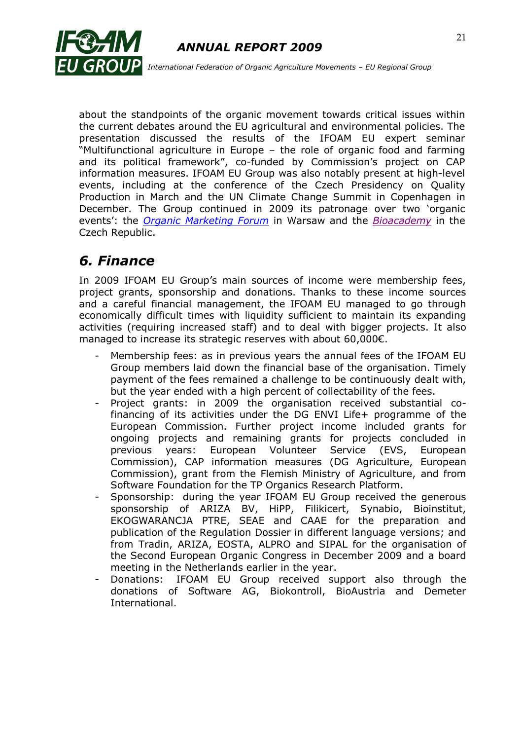about the standpoints of the organic movement towards critical issues within the current debates around the EU agricultural and environmental policies. The presentation discussed the results of the IFOAM EU expert seminar "Multifunctional agriculture in Europe – the role of organic food and farming and its political framework", co-funded by Commission's project on CAP information measures. IFOAM EU Group was also notably present at high-level events, including at the conference of the Czech Presidency on Quality Production in March and the UN Climate Change Summit in Copenhagen in December. The Group continued in 2009 its patronage over two 'organic events': the *Organic Marketing Forum* in Warsaw and the *Bioacademy* in the Czech Republic.

## 6. Finance

In 2009 IFOAM EU Group's main sources of income were membership fees, project grants, sponsorship and donations. Thanks to these income sources and a careful financial management, the IFOAM EU managed to go through economically difficult times with liquidity sufficient to maintain its expanding activities (requiring increased staff) and to deal with bigger projects. It also managed to increase its strategic reserves with about 60,000€.

- Membership fees: as in previous years the annual fees of the IFOAM EU Group members laid down the financial base of the organisation. Timely payment of the fees remained a challenge to be continuously dealt with, but the year ended with a high percent of collectability of the fees.
- Project grants: in 2009 the organisation received substantial co-financing of its activities under the DG ENVI Life+ programme of the European Commission. Further project income included grants for ongoing projects and remaining grants for projects concluded in previous years: European Volunteer Service (EVS, European Commission), CAP information measures (DG Agriculture, European Commission), grant from the Flemish Ministry of Agriculture, and from Software Foundation for the TP Organics Research Platform.
- Sponsorship: during the year IFOAM EU Group received the generous sponsorship of ARIZA BV, HiPP, Filikicert, Synabio, Bioinstitut, EKOGWARANCJA PTRE, SEAE and CAAE for the preparation and publication of the Regulation Dossier in different language versions; and from Tradin, ARIZA, EOSTA, ALPRO and SIPAL for the organisation of the Second European Organic Congress in December 2009 and a board meeting in the Netherlands earlier in the year.
- Donations: IFOAM EU Group received support also through the donations of Software AG, Biokontroll, BioAustria and Demeter International.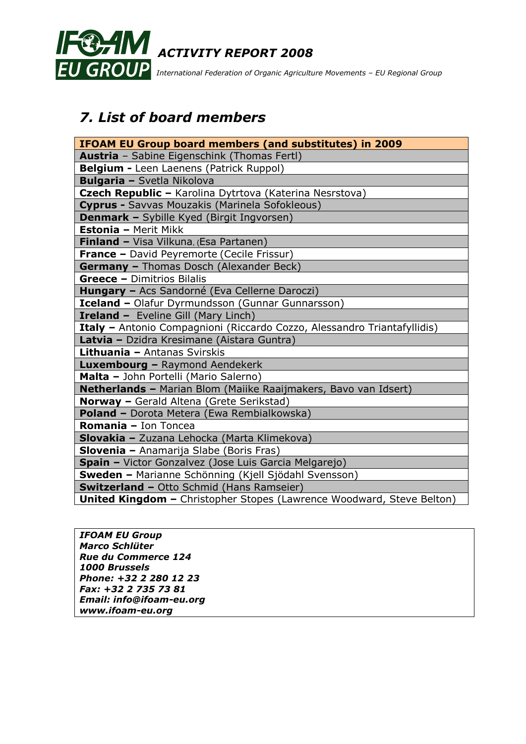## 7. List of board members

| IFOAM EU Group board members (and substitutes) in 2009 |
|---|
| **Austria** – Sabine Eigenschink (Thomas Fertl) |
| **Belgium -** Leen Laenens (Patrick Ruppol) |
| **Bulgaria –** Svetla Nikolova |
| **Czech Republic –** Karolina Dytrtova (Katerina Nesrstova) |
| **Cyprus -** Savvas Mouzakis (Marinela Sofokleous) |
| **Denmark –** Sybille Kyed (Birgit Ingvorsen) |
| **Estonia –** Merit Mikk |
| **Finland –** Visa Vilkuna, (Esa Partanen) |
| **France –** David Peyremorte (Cecile Frissur) |
| **Germany –** Thomas Dosch (Alexander Beck) |
| **Greece –** Dimitrios Bilalis |
| **Hungary –** Acs Sandorné (Eva Cellerne Daroczi) |
| **Iceland –** Olafur Dyrmundsson (Gunnar Gunnarsson) |
| **Ireland –** Eveline Gill (Mary Linch) |
| **Italy –** Antonio Compagnioni (Riccardo Cozzo, Alessandro Triantafyllidis) |
| **Latvia –** Dzidra Kresimane (Aistara Guntra) |
| **Lithuania –** Antanas Svirskis |
| **Luxembourg –** Raymond Aendekerk |
| **Malta –** John Portelli (Mario Salerno) |
| **Netherlands –** Marian Blom (Maiike Raaijmakers, Bavo van Idsert) |
| **Norway –** Gerald Altena (Grete Serikstad) |
| **Poland –** Dorota Metera (Ewa Rembialkowska) |
| **Romania –** Ion Toncea |
| **Slovakia –** Zuzana Lehocka (Marta Klimekova) |
| **Slovenia –** Anamarija Slabe (Boris Fras) |
| **Spain –** Victor Gonzalvez (Jose Luis Garcia Melgarejo) |
| **Sweden –** Marianne Schönning (Kjell Sjödahl Svensson) |
| **Switzerland –** Otto Schmid (Hans Ramseier) |
| **United Kingdom –** Christopher Stopes (Lawrence Woodward, Steve Belton) |

***IFOAM EU Group***
***Marco Schlüter***
***Rue du Commerce 124***
***1000 Brussels***
***Phone: +32 2 280 12 23***
***Fax: +32 2 735 73 81***
***Email: info@ifoam-eu.org***
***www.ifoam-eu.org***